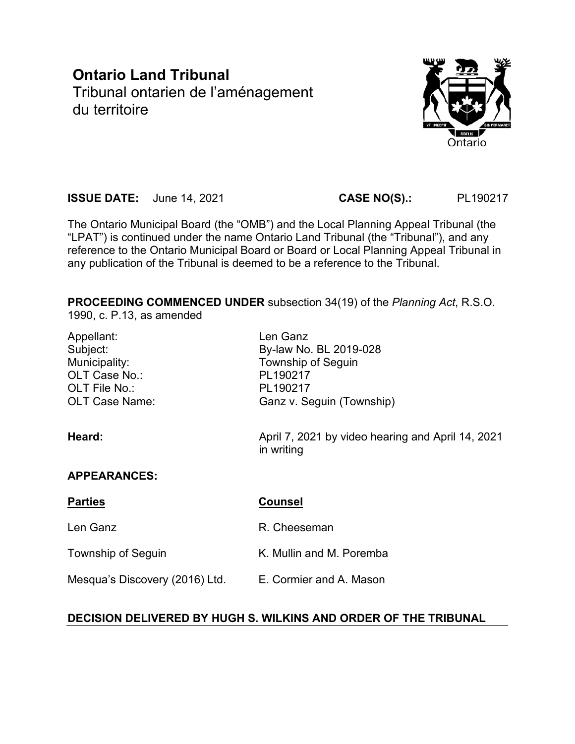# Ontario Land Tribunal

Tribunal ontarien de l'aménagement du territoire

**ISSUE DATE:** June 14, 2021 **CASE NO(S).:** PL190217

The Ontario Municipal Board (the "OMB") and the Local Planning Appeal Tribunal (the "LPAT") is continued under the name Ontario Land Tribunal (the "Tribunal"), and any reference to the Ontario Municipal Board or Board or Local Planning Appeal Tribunal in any publication of the Tribunal is deemed to be a reference to the Tribunal.

**PROCEEDING COMMENCED UNDER** subsection 34(19) of the *Planning Act*, R.S.O. 1990, c. P.13, as amended

| | |
|---|---|
| Appellant: | Len Ganz |
| Subject: | By-law No. BL 2019-028 |
| Municipality: | Township of Seguin |
| OLT Case No.: | PL190217 |
| OLT File No.: | PL190217 |
| OLT Case Name: | Ganz v. Seguin (Township) |

**Heard:** April 7, 2021 by video hearing and April 14, 2021 in writing

**APPEARANCES:**

| **Parties** | **Counsel** |
|---|---|
| Len Ganz | R. Cheeseman |
| Township of Seguin | K. Mullin and M. Poremba |
| Mesqua's Discovery (2016) Ltd. | E. Cormier and A. Mason |

**DECISION DELIVERED BY HUGH S. WILKINS AND ORDER OF THE TRIBUNAL**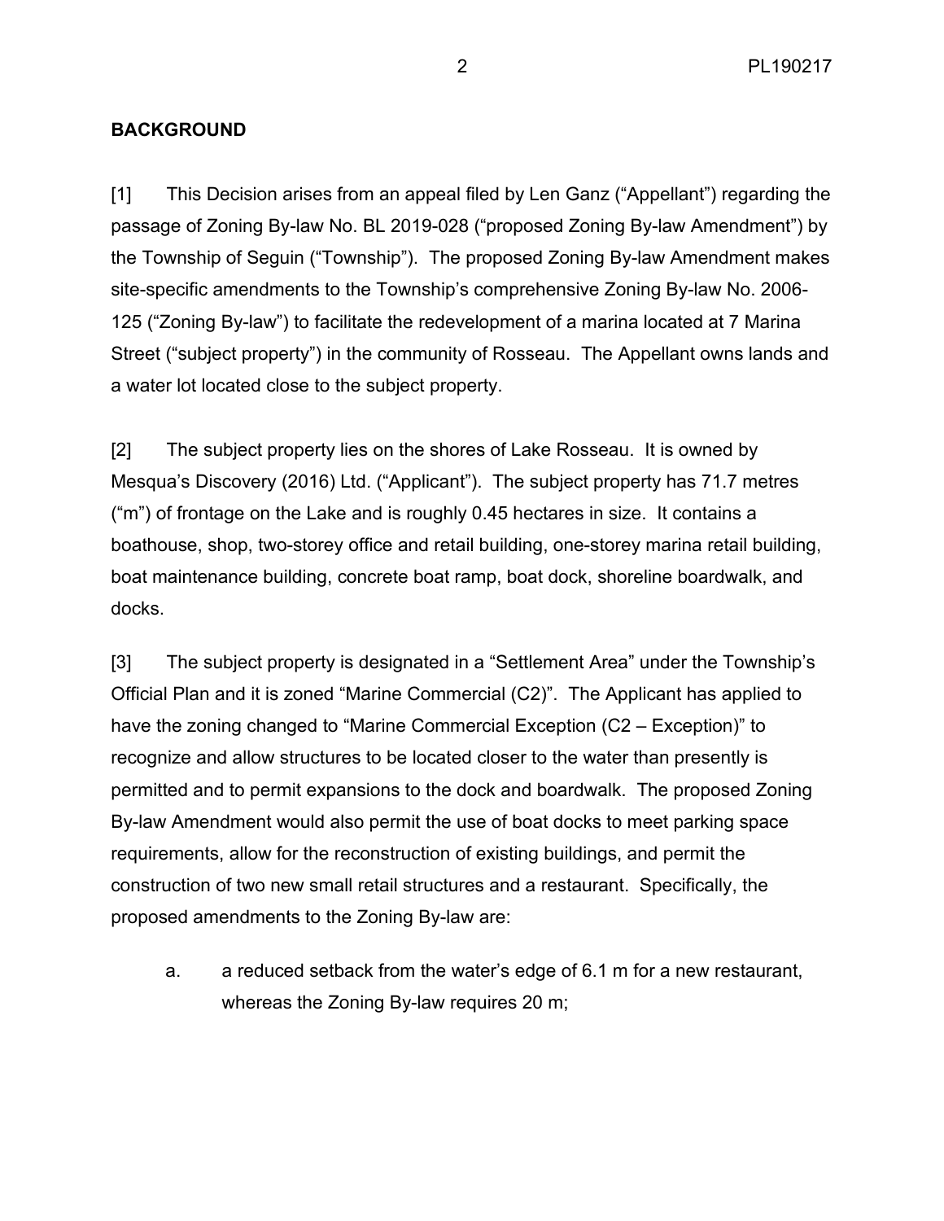**BACKGROUND**

[1] This Decision arises from an appeal filed by Len Ganz ("Appellant") regarding the passage of Zoning By-law No. BL 2019-028 ("proposed Zoning By-law Amendment") by the Township of Seguin ("Township"). The proposed Zoning By-law Amendment makes site-specific amendments to the Township's comprehensive Zoning By-law No. 2006-125 ("Zoning By-law") to facilitate the redevelopment of a marina located at 7 Marina Street ("subject property") in the community of Rosseau. The Appellant owns lands and a water lot located close to the subject property.

[2] The subject property lies on the shores of Lake Rosseau. It is owned by Mesqua's Discovery (2016) Ltd. ("Applicant"). The subject property has 71.7 metres ("m") of frontage on the Lake and is roughly 0.45 hectares in size. It contains a boathouse, shop, two-storey office and retail building, one-storey marina retail building, boat maintenance building, concrete boat ramp, boat dock, shoreline boardwalk, and docks.

[3] The subject property is designated in a "Settlement Area" under the Township's Official Plan and it is zoned "Marine Commercial (C2)". The Applicant has applied to have the zoning changed to "Marine Commercial Exception (C2 – Exception)" to recognize and allow structures to be located closer to the water than presently is permitted and to permit expansions to the dock and boardwalk. The proposed Zoning By-law Amendment would also permit the use of boat docks to meet parking space requirements, allow for the reconstruction of existing buildings, and permit the construction of two new small retail structures and a restaurant. Specifically, the proposed amendments to the Zoning By-law are:

a. a reduced setback from the water's edge of 6.1 m for a new restaurant, whereas the Zoning By-law requires 20 m;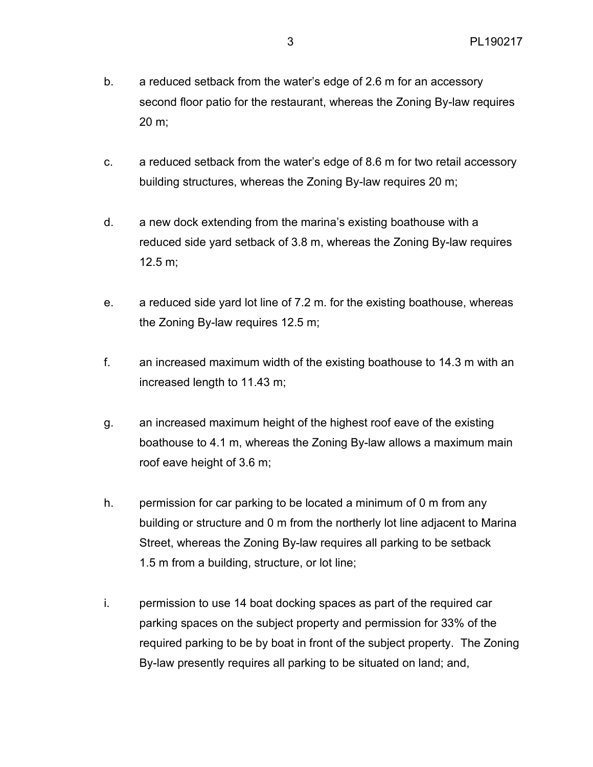b. a reduced setback from the water's edge of 2.6 m for an accessory second floor patio for the restaurant, whereas the Zoning By-law requires 20 m;

c. a reduced setback from the water's edge of 8.6 m for two retail accessory building structures, whereas the Zoning By-law requires 20 m;

d. a new dock extending from the marina's existing boathouse with a reduced side yard setback of 3.8 m, whereas the Zoning By-law requires 12.5 m;

e. a reduced side yard lot line of 7.2 m. for the existing boathouse, whereas the Zoning By-law requires 12.5 m;

f. an increased maximum width of the existing boathouse to 14.3 m with an increased length to 11.43 m;

g. an increased maximum height of the highest roof eave of the existing boathouse to 4.1 m, whereas the Zoning By-law allows a maximum main roof eave height of 3.6 m;

h. permission for car parking to be located a minimum of 0 m from any building or structure and 0 m from the northerly lot line adjacent to Marina Street, whereas the Zoning By-law requires all parking to be setback 1.5 m from a building, structure, or lot line;

i. permission to use 14 boat docking spaces as part of the required car parking spaces on the subject property and permission for 33% of the required parking to be by boat in front of the subject property. The Zoning By-law presently requires all parking to be situated on land; and,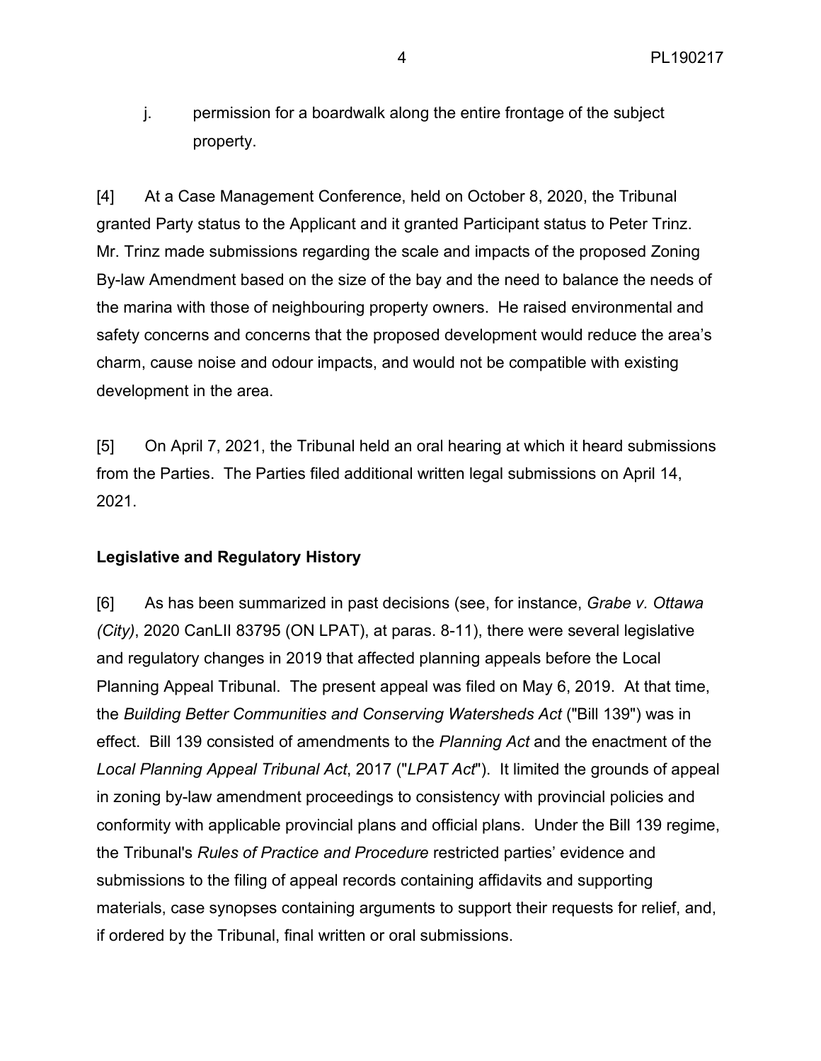j. permission for a boardwalk along the entire frontage of the subject property.

[4] At a Case Management Conference, held on October 8, 2020, the Tribunal granted Party status to the Applicant and it granted Participant status to Peter Trinz. Mr. Trinz made submissions regarding the scale and impacts of the proposed Zoning By-law Amendment based on the size of the bay and the need to balance the needs of the marina with those of neighbouring property owners. He raised environmental and safety concerns and concerns that the proposed development would reduce the area's charm, cause noise and odour impacts, and would not be compatible with existing development in the area.

[5] On April 7, 2021, the Tribunal held an oral hearing at which it heard submissions from the Parties. The Parties filed additional written legal submissions on April 14, 2021.

**Legislative and Regulatory History**

[6] As has been summarized in past decisions (see, for instance, *Grabe v. Ottawa (City)*, 2020 CanLII 83795 (ON LPAT), at paras. 8-11), there were several legislative and regulatory changes in 2019 that affected planning appeals before the Local Planning Appeal Tribunal. The present appeal was filed on May 6, 2019. At that time, the *Building Better Communities and Conserving Watersheds Act* ("Bill 139") was in effect. Bill 139 consisted of amendments to the *Planning Act* and the enactment of the *Local Planning Appeal Tribunal Act*, 2017 ("*LPAT Act*"). It limited the grounds of appeal in zoning by-law amendment proceedings to consistency with provincial policies and conformity with applicable provincial plans and official plans. Under the Bill 139 regime, the Tribunal's *Rules of Practice and Procedure* restricted parties' evidence and submissions to the filing of appeal records containing affidavits and supporting materials, case synopses containing arguments to support their requests for relief, and, if ordered by the Tribunal, final written or oral submissions.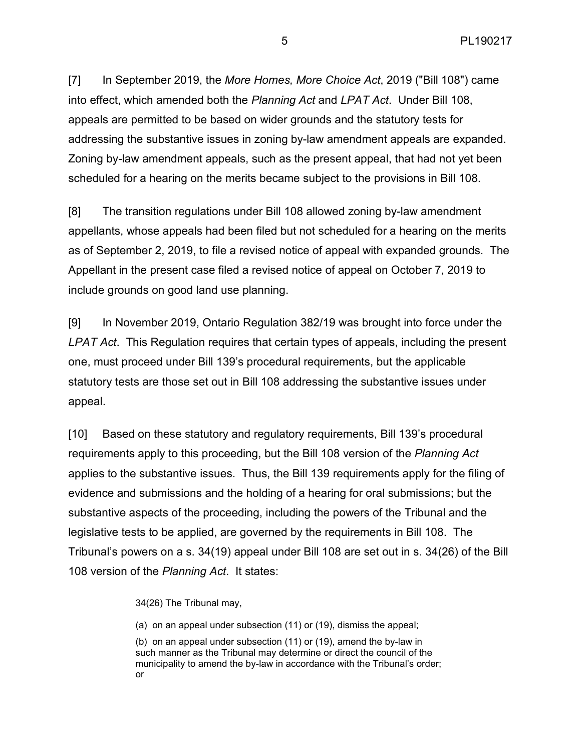[7] In September 2019, the *More Homes, More Choice Act*, 2019 ("Bill 108") came into effect, which amended both the *Planning Act* and *LPAT Act*. Under Bill 108, appeals are permitted to be based on wider grounds and the statutory tests for addressing the substantive issues in zoning by-law amendment appeals are expanded. Zoning by-law amendment appeals, such as the present appeal, that had not yet been scheduled for a hearing on the merits became subject to the provisions in Bill 108.

[8] The transition regulations under Bill 108 allowed zoning by-law amendment appellants, whose appeals had been filed but not scheduled for a hearing on the merits as of September 2, 2019, to file a revised notice of appeal with expanded grounds. The Appellant in the present case filed a revised notice of appeal on October 7, 2019 to include grounds on good land use planning.

[9] In November 2019, Ontario Regulation 382/19 was brought into force under the *LPAT Act*. This Regulation requires that certain types of appeals, including the present one, must proceed under Bill 139's procedural requirements, but the applicable statutory tests are those set out in Bill 108 addressing the substantive issues under appeal.

[10] Based on these statutory and regulatory requirements, Bill 139's procedural requirements apply to this proceeding, but the Bill 108 version of the *Planning Act* applies to the substantive issues. Thus, the Bill 139 requirements apply for the filing of evidence and submissions and the holding of a hearing for oral submissions; but the substantive aspects of the proceeding, including the powers of the Tribunal and the legislative tests to be applied, are governed by the requirements in Bill 108. The Tribunal's powers on a s. 34(19) appeal under Bill 108 are set out in s. 34(26) of the Bill 108 version of the *Planning Act*. It states:

> 34(26) The Tribunal may,
>
> (a) on an appeal under subsection (11) or (19), dismiss the appeal;
>
> (b) on an appeal under subsection (11) or (19), amend the by-law in such manner as the Tribunal may determine or direct the council of the municipality to amend the by-law in accordance with the Tribunal's order; or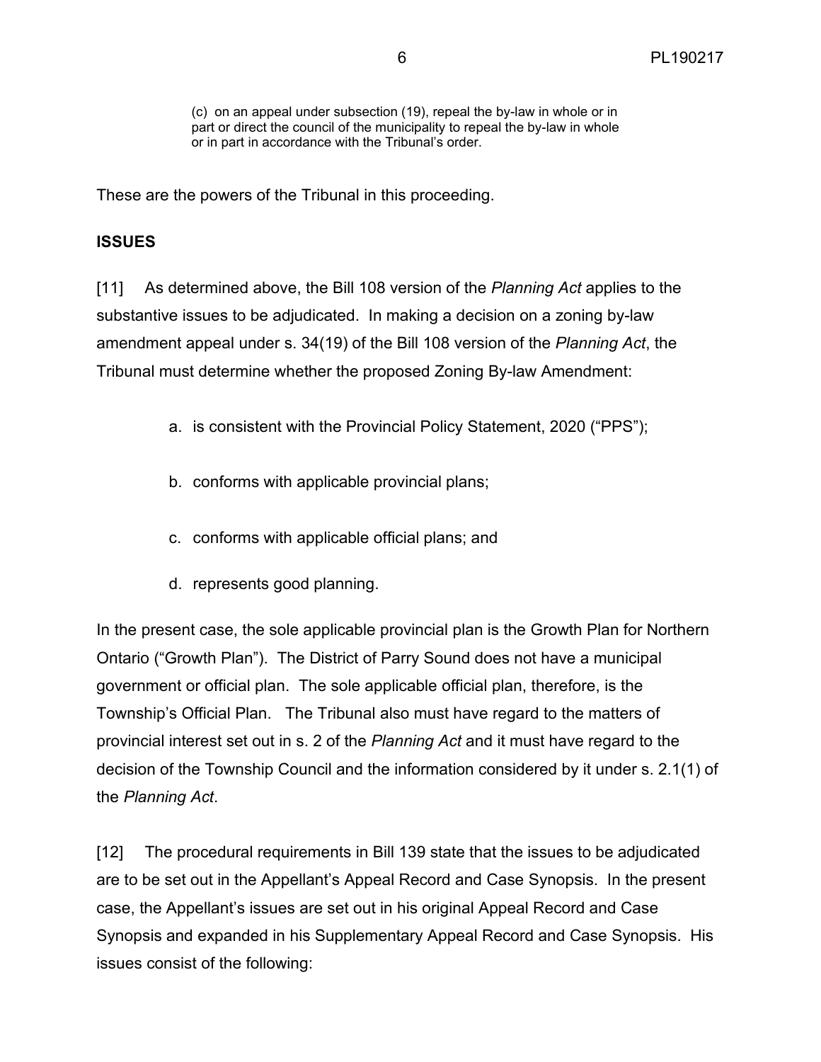> (c) on an appeal under subsection (19), repeal the by-law in whole or in part or direct the council of the municipality to repeal the by-law in whole or in part in accordance with the Tribunal's order.

These are the powers of the Tribunal in this proceeding.

**ISSUES**

[11] As determined above, the Bill 108 version of the *Planning Act* applies to the substantive issues to be adjudicated. In making a decision on a zoning by-law amendment appeal under s. 34(19) of the Bill 108 version of the *Planning Act*, the Tribunal must determine whether the proposed Zoning By-law Amendment:

a. is consistent with the Provincial Policy Statement, 2020 ("PPS");

b. conforms with applicable provincial plans;

c. conforms with applicable official plans; and

d. represents good planning.

In the present case, the sole applicable provincial plan is the Growth Plan for Northern Ontario ("Growth Plan"). The District of Parry Sound does not have a municipal government or official plan. The sole applicable official plan, therefore, is the Township's Official Plan. The Tribunal also must have regard to the matters of provincial interest set out in s. 2 of the *Planning Act* and it must have regard to the decision of the Township Council and the information considered by it under s. 2.1(1) of the *Planning Act*.

[12] The procedural requirements in Bill 139 state that the issues to be adjudicated are to be set out in the Appellant's Appeal Record and Case Synopsis. In the present case, the Appellant's issues are set out in his original Appeal Record and Case Synopsis and expanded in his Supplementary Appeal Record and Case Synopsis. His issues consist of the following: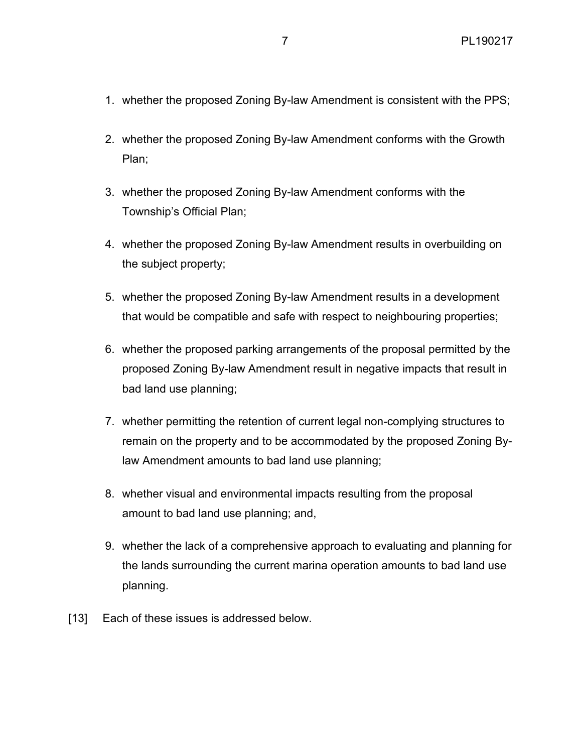1. whether the proposed Zoning By-law Amendment is consistent with the PPS;
2. whether the proposed Zoning By-law Amendment conforms with the Growth Plan;
3. whether the proposed Zoning By-law Amendment conforms with the Township's Official Plan;
4. whether the proposed Zoning By-law Amendment results in overbuilding on the subject property;
5. whether the proposed Zoning By-law Amendment results in a development that would be compatible and safe with respect to neighbouring properties;
6. whether the proposed parking arrangements of the proposal permitted by the proposed Zoning By-law Amendment result in negative impacts that result in bad land use planning;
7. whether permitting the retention of current legal non-complying structures to remain on the property and to be accommodated by the proposed Zoning By-law Amendment amounts to bad land use planning;
8. whether visual and environmental impacts resulting from the proposal amount to bad land use planning; and,
9. whether the lack of a comprehensive approach to evaluating and planning for the lands surrounding the current marina operation amounts to bad land use planning.

[13] Each of these issues is addressed below.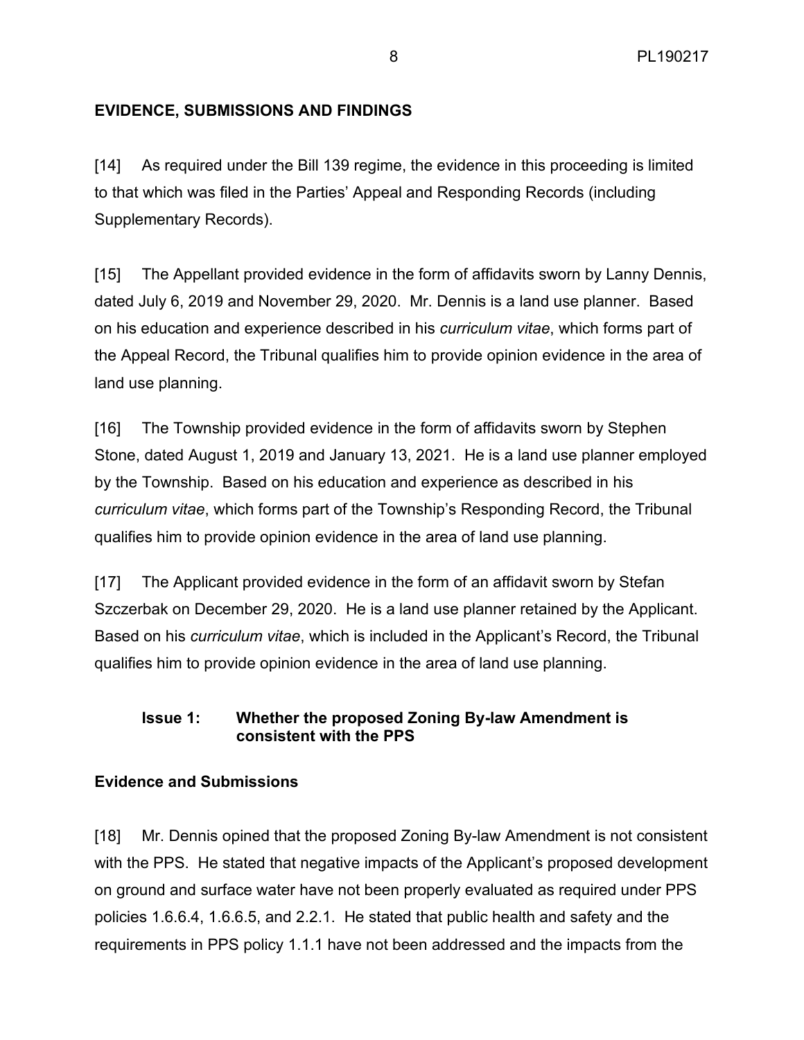## EVIDENCE, SUBMISSIONS AND FINDINGS

[14] As required under the Bill 139 regime, the evidence in this proceeding is limited to that which was filed in the Parties' Appeal and Responding Records (including Supplementary Records).

[15] The Appellant provided evidence in the form of affidavits sworn by Lanny Dennis, dated July 6, 2019 and November 29, 2020. Mr. Dennis is a land use planner. Based on his education and experience described in his *curriculum vitae*, which forms part of the Appeal Record, the Tribunal qualifies him to provide opinion evidence in the area of land use planning.

[16] The Township provided evidence in the form of affidavits sworn by Stephen Stone, dated August 1, 2019 and January 13, 2021. He is a land use planner employed by the Township. Based on his education and experience as described in his *curriculum vitae*, which forms part of the Township's Responding Record, the Tribunal qualifies him to provide opinion evidence in the area of land use planning.

[17] The Applicant provided evidence in the form of an affidavit sworn by Stefan Szczerbak on December 29, 2020. He is a land use planner retained by the Applicant. Based on his *curriculum vitae*, which is included in the Applicant's Record, the Tribunal qualifies him to provide opinion evidence in the area of land use planning.

### Issue 1: Whether the proposed Zoning By-law Amendment is consistent with the PPS

### Evidence and Submissions

[18] Mr. Dennis opined that the proposed Zoning By-law Amendment is not consistent with the PPS. He stated that negative impacts of the Applicant's proposed development on ground and surface water have not been properly evaluated as required under PPS policies 1.6.6.4, 1.6.6.5, and 2.2.1. He stated that public health and safety and the requirements in PPS policy 1.1.1 have not been addressed and the impacts from the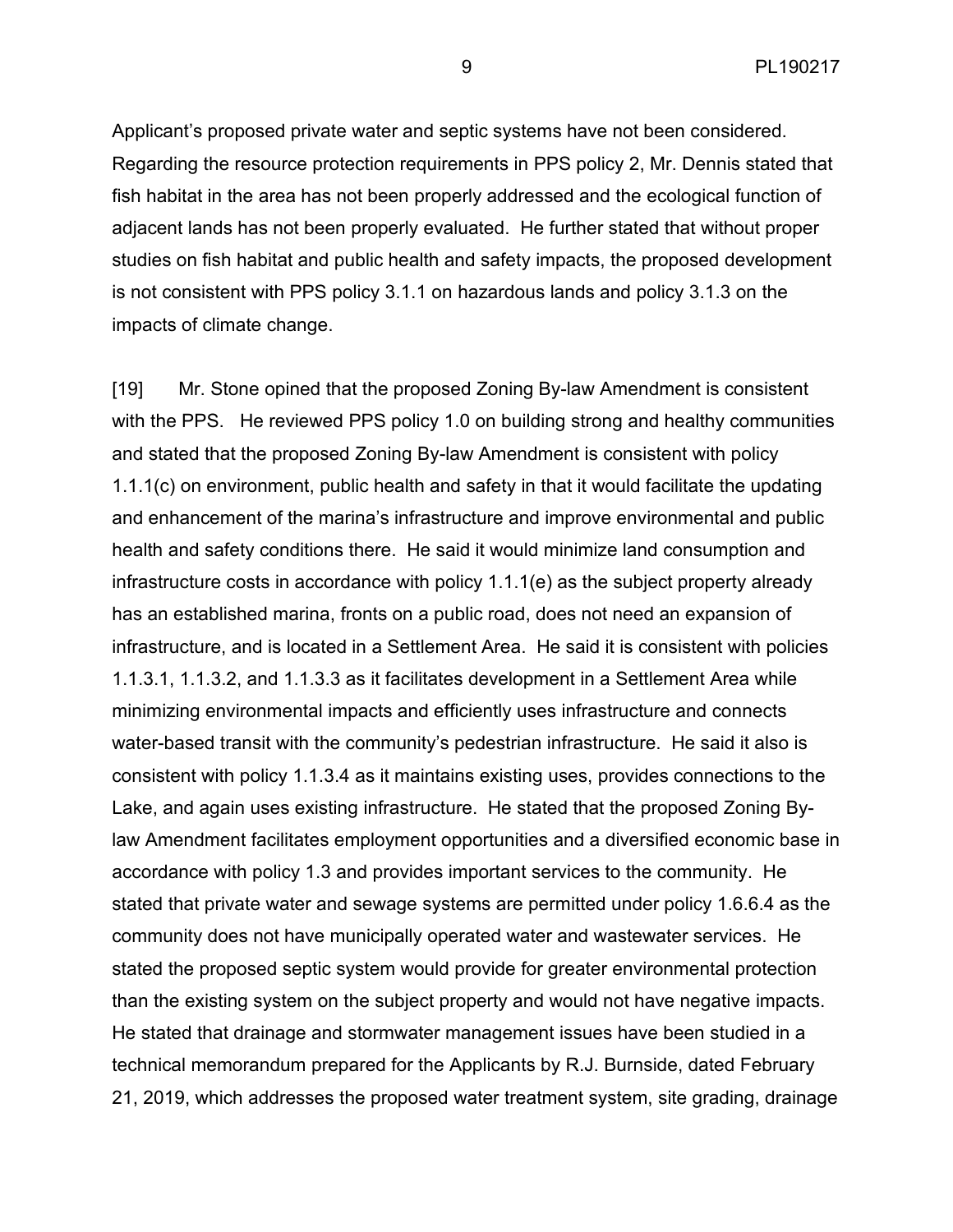Applicant's proposed private water and septic systems have not been considered. Regarding the resource protection requirements in PPS policy 2, Mr. Dennis stated that fish habitat in the area has not been properly addressed and the ecological function of adjacent lands has not been properly evaluated. He further stated that without proper studies on fish habitat and public health and safety impacts, the proposed development is not consistent with PPS policy 3.1.1 on hazardous lands and policy 3.1.3 on the impacts of climate change.

[19] Mr. Stone opined that the proposed Zoning By-law Amendment is consistent with the PPS. He reviewed PPS policy 1.0 on building strong and healthy communities and stated that the proposed Zoning By-law Amendment is consistent with policy 1.1.1(c) on environment, public health and safety in that it would facilitate the updating and enhancement of the marina's infrastructure and improve environmental and public health and safety conditions there. He said it would minimize land consumption and infrastructure costs in accordance with policy 1.1.1(e) as the subject property already has an established marina, fronts on a public road, does not need an expansion of infrastructure, and is located in a Settlement Area. He said it is consistent with policies 1.1.3.1, 1.1.3.2, and 1.1.3.3 as it facilitates development in a Settlement Area while minimizing environmental impacts and efficiently uses infrastructure and connects water-based transit with the community's pedestrian infrastructure. He said it also is consistent with policy 1.1.3.4 as it maintains existing uses, provides connections to the Lake, and again uses existing infrastructure. He stated that the proposed Zoning By-law Amendment facilitates employment opportunities and a diversified economic base in accordance with policy 1.3 and provides important services to the community. He stated that private water and sewage systems are permitted under policy 1.6.6.4 as the community does not have municipally operated water and wastewater services. He stated the proposed septic system would provide for greater environmental protection than the existing system on the subject property and would not have negative impacts. He stated that drainage and stormwater management issues have been studied in a technical memorandum prepared for the Applicants by R.J. Burnside, dated February 21, 2019, which addresses the proposed water treatment system, site grading, drainage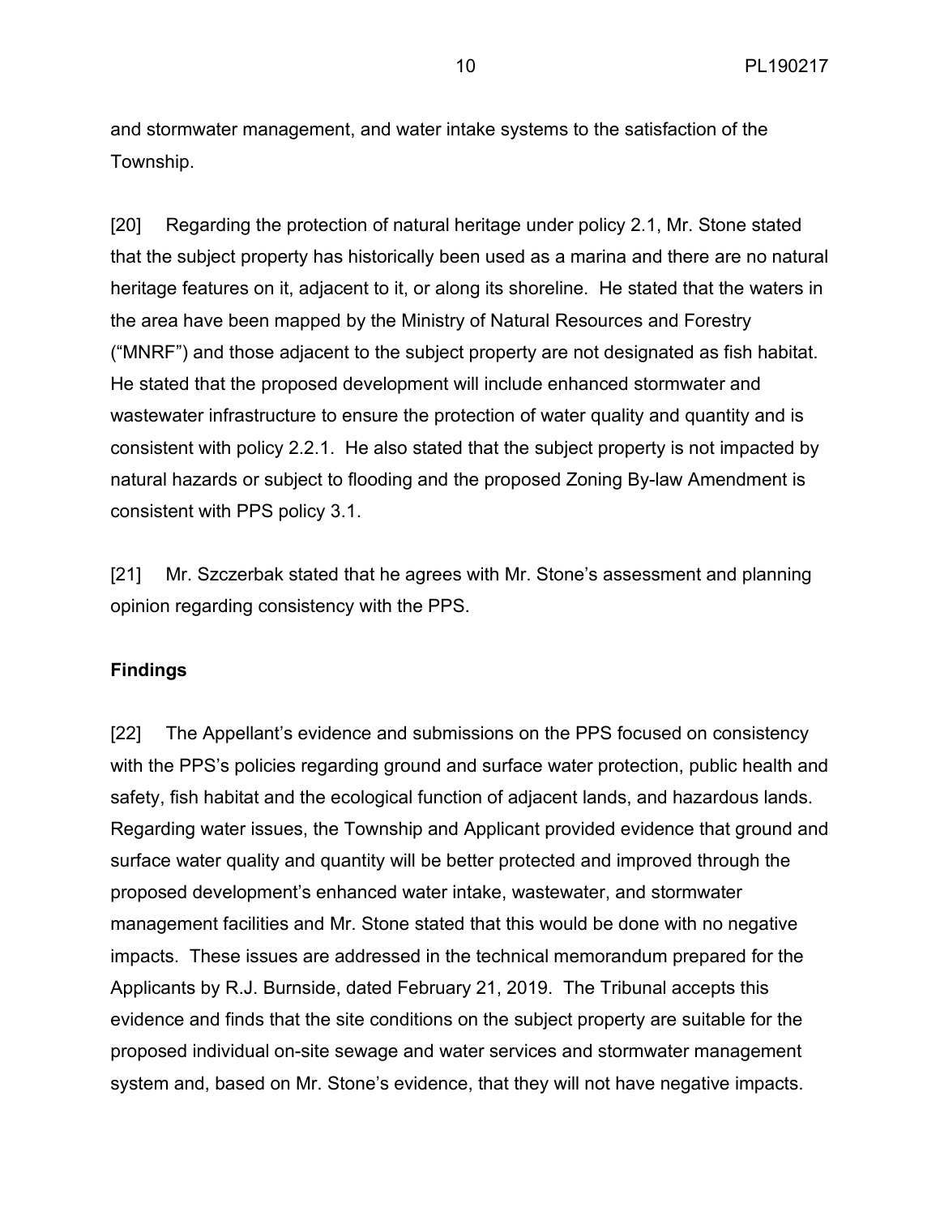and stormwater management, and water intake systems to the satisfaction of the Township.

[20] Regarding the protection of natural heritage under policy 2.1, Mr. Stone stated that the subject property has historically been used as a marina and there are no natural heritage features on it, adjacent to it, or along its shoreline. He stated that the waters in the area have been mapped by the Ministry of Natural Resources and Forestry ("MNRF") and those adjacent to the subject property are not designated as fish habitat. He stated that the proposed development will include enhanced stormwater and wastewater infrastructure to ensure the protection of water quality and quantity and is consistent with policy 2.2.1. He also stated that the subject property is not impacted by natural hazards or subject to flooding and the proposed Zoning By-law Amendment is consistent with PPS policy 3.1.

[21] Mr. Szczerbak stated that he agrees with Mr. Stone's assessment and planning opinion regarding consistency with the PPS.

**Findings**

[22] The Appellant's evidence and submissions on the PPS focused on consistency with the PPS's policies regarding ground and surface water protection, public health and safety, fish habitat and the ecological function of adjacent lands, and hazardous lands. Regarding water issues, the Township and Applicant provided evidence that ground and surface water quality and quantity will be better protected and improved through the proposed development's enhanced water intake, wastewater, and stormwater management facilities and Mr. Stone stated that this would be done with no negative impacts. These issues are addressed in the technical memorandum prepared for the Applicants by R.J. Burnside, dated February 21, 2019. The Tribunal accepts this evidence and finds that the site conditions on the subject property are suitable for the proposed individual on-site sewage and water services and stormwater management system and, based on Mr. Stone's evidence, that they will not have negative impacts.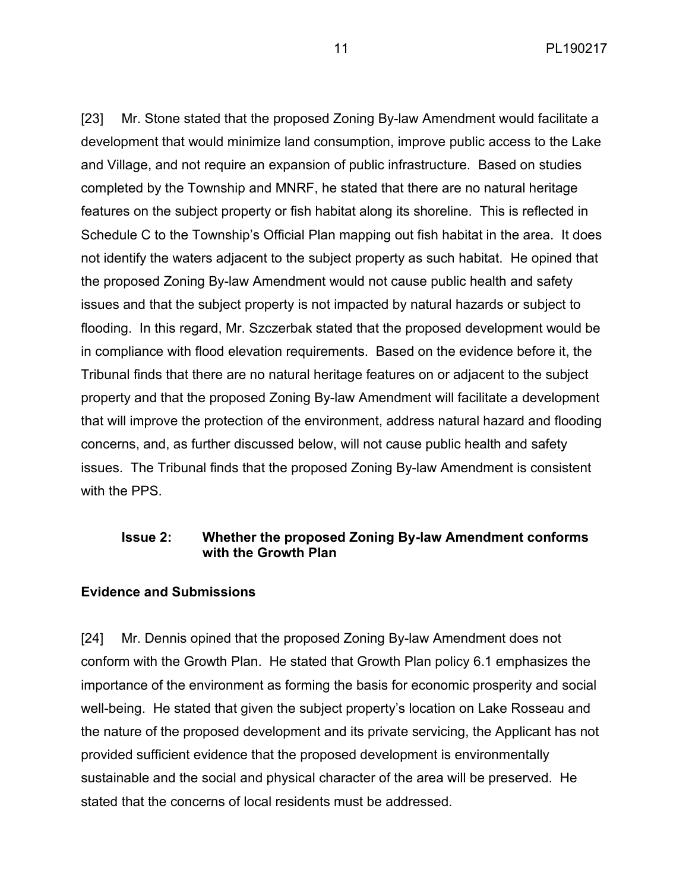[23] Mr. Stone stated that the proposed Zoning By-law Amendment would facilitate a development that would minimize land consumption, improve public access to the Lake and Village, and not require an expansion of public infrastructure. Based on studies completed by the Township and MNRF, he stated that there are no natural heritage features on the subject property or fish habitat along its shoreline. This is reflected in Schedule C to the Township's Official Plan mapping out fish habitat in the area. It does not identify the waters adjacent to the subject property as such habitat. He opined that the proposed Zoning By-law Amendment would not cause public health and safety issues and that the subject property is not impacted by natural hazards or subject to flooding. In this regard, Mr. Szczerbak stated that the proposed development would be in compliance with flood elevation requirements. Based on the evidence before it, the Tribunal finds that there are no natural heritage features on or adjacent to the subject property and that the proposed Zoning By-law Amendment will facilitate a development that will improve the protection of the environment, address natural hazard and flooding concerns, and, as further discussed below, will not cause public health and safety issues. The Tribunal finds that the proposed Zoning By-law Amendment is consistent with the PPS.

### Issue 2: Whether the proposed Zoning By-law Amendment conforms with the Growth Plan

**Evidence and Submissions**

[24] Mr. Dennis opined that the proposed Zoning By-law Amendment does not conform with the Growth Plan. He stated that Growth Plan policy 6.1 emphasizes the importance of the environment as forming the basis for economic prosperity and social well-being. He stated that given the subject property's location on Lake Rosseau and the nature of the proposed development and its private servicing, the Applicant has not provided sufficient evidence that the proposed development is environmentally sustainable and the social and physical character of the area will be preserved. He stated that the concerns of local residents must be addressed.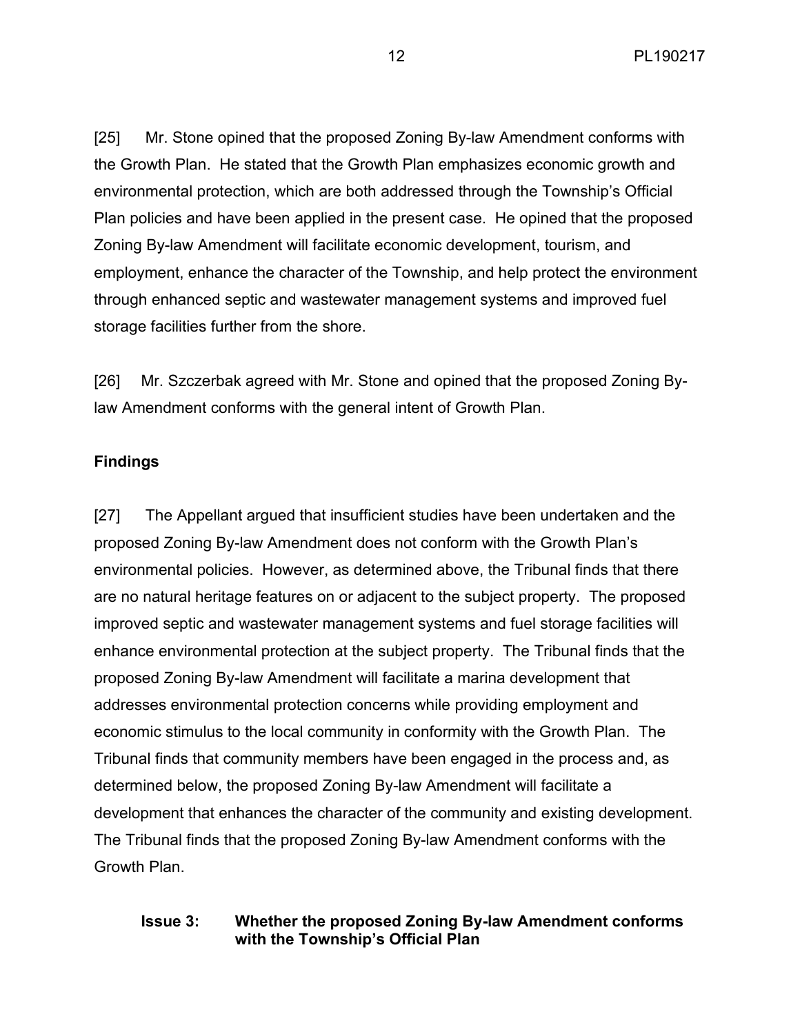[25] Mr. Stone opined that the proposed Zoning By-law Amendment conforms with the Growth Plan. He stated that the Growth Plan emphasizes economic growth and environmental protection, which are both addressed through the Township's Official Plan policies and have been applied in the present case. He opined that the proposed Zoning By-law Amendment will facilitate economic development, tourism, and employment, enhance the character of the Township, and help protect the environment through enhanced septic and wastewater management systems and improved fuel storage facilities further from the shore.

[26] Mr. Szczerbak agreed with Mr. Stone and opined that the proposed Zoning By-law Amendment conforms with the general intent of Growth Plan.

**Findings**

[27] The Appellant argued that insufficient studies have been undertaken and the proposed Zoning By-law Amendment does not conform with the Growth Plan's environmental policies. However, as determined above, the Tribunal finds that there are no natural heritage features on or adjacent to the subject property. The proposed improved septic and wastewater management systems and fuel storage facilities will enhance environmental protection at the subject property. The Tribunal finds that the proposed Zoning By-law Amendment will facilitate a marina development that addresses environmental protection concerns while providing employment and economic stimulus to the local community in conformity with the Growth Plan. The Tribunal finds that community members have been engaged in the process and, as determined below, the proposed Zoning By-law Amendment will facilitate a development that enhances the character of the community and existing development. The Tribunal finds that the proposed Zoning By-law Amendment conforms with the Growth Plan.

**Issue 3: Whether the proposed Zoning By-law Amendment conforms with the Township's Official Plan**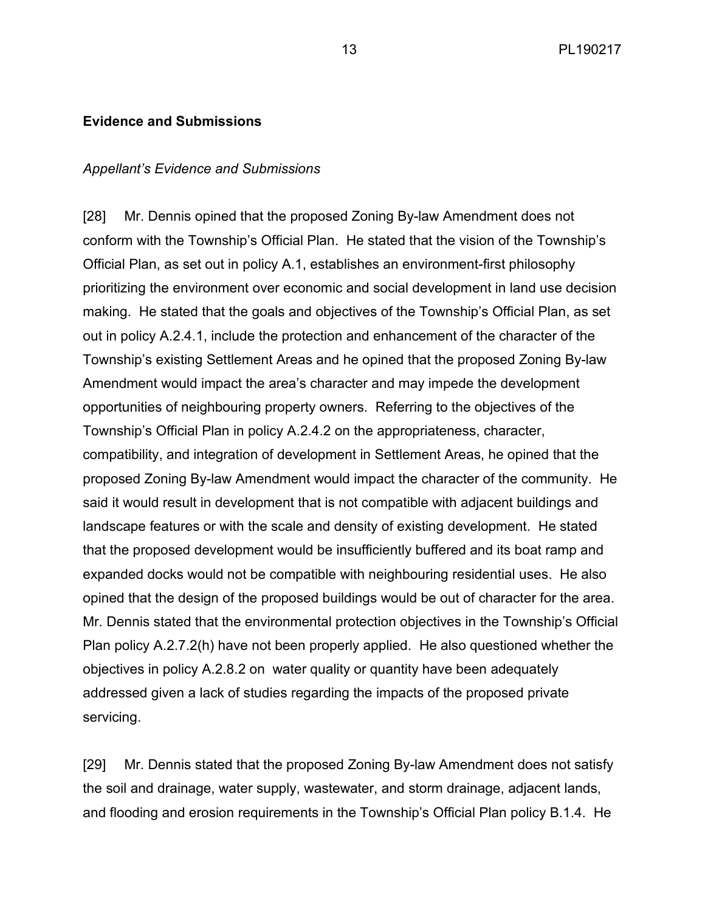**Evidence and Submissions**

*Appellant's Evidence and Submissions*

[28] Mr. Dennis opined that the proposed Zoning By-law Amendment does not conform with the Township's Official Plan. He stated that the vision of the Township's Official Plan, as set out in policy A.1, establishes an environment-first philosophy prioritizing the environment over economic and social development in land use decision making. He stated that the goals and objectives of the Township's Official Plan, as set out in policy A.2.4.1, include the protection and enhancement of the character of the Township's existing Settlement Areas and he opined that the proposed Zoning By-law Amendment would impact the area's character and may impede the development opportunities of neighbouring property owners. Referring to the objectives of the Township's Official Plan in policy A.2.4.2 on the appropriateness, character, compatibility, and integration of development in Settlement Areas, he opined that the proposed Zoning By-law Amendment would impact the character of the community. He said it would result in development that is not compatible with adjacent buildings and landscape features or with the scale and density of existing development. He stated that the proposed development would be insufficiently buffered and its boat ramp and expanded docks would not be compatible with neighbouring residential uses. He also opined that the design of the proposed buildings would be out of character for the area. Mr. Dennis stated that the environmental protection objectives in the Township's Official Plan policy A.2.7.2(h) have not been properly applied. He also questioned whether the objectives in policy A.2.8.2 on water quality or quantity have been adequately addressed given a lack of studies regarding the impacts of the proposed private servicing.

[29] Mr. Dennis stated that the proposed Zoning By-law Amendment does not satisfy the soil and drainage, water supply, wastewater, and storm drainage, adjacent lands, and flooding and erosion requirements in the Township's Official Plan policy B.1.4. He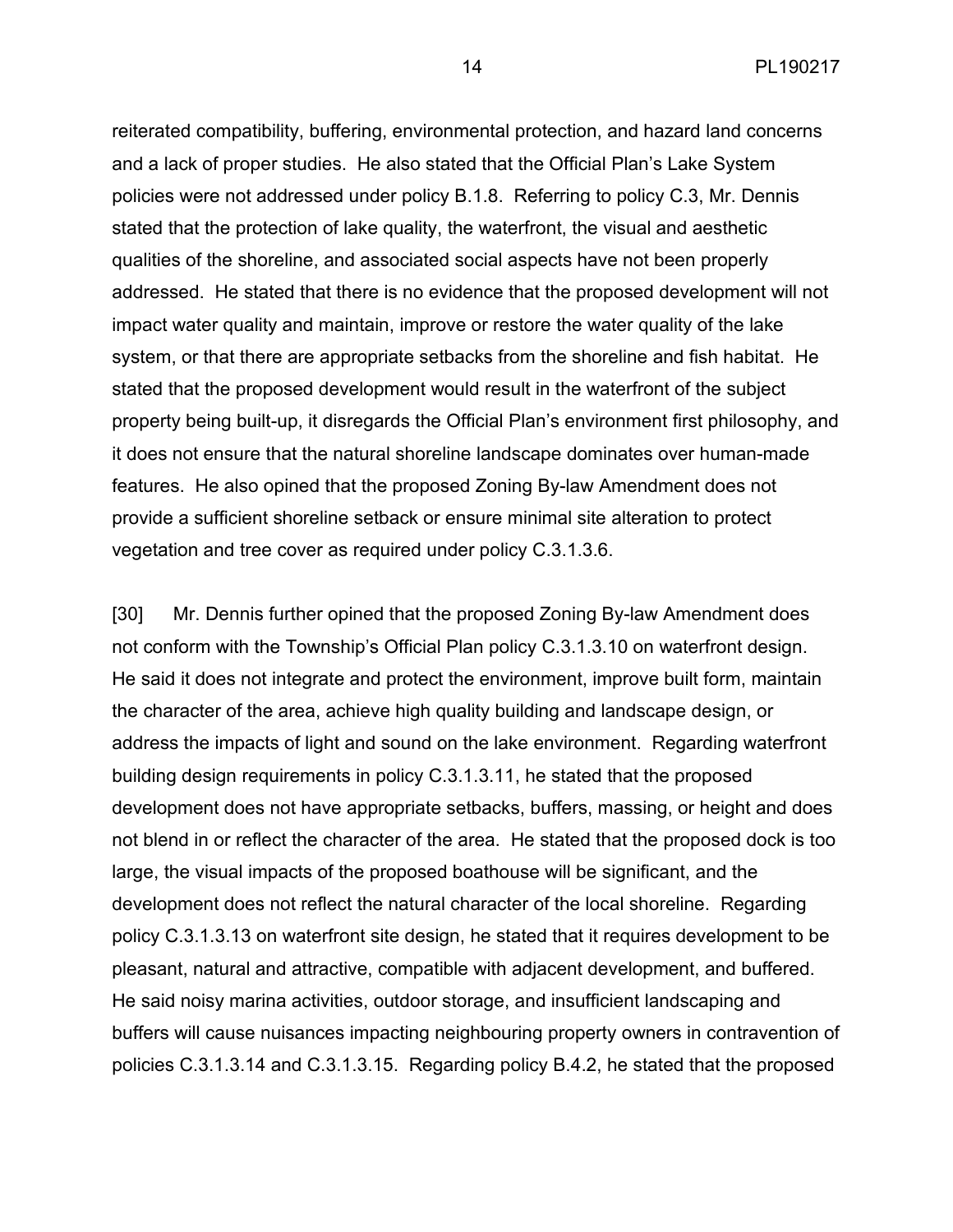reiterated compatibility, buffering, environmental protection, and hazard land concerns and a lack of proper studies. He also stated that the Official Plan's Lake System policies were not addressed under policy B.1.8. Referring to policy C.3, Mr. Dennis stated that the protection of lake quality, the waterfront, the visual and aesthetic qualities of the shoreline, and associated social aspects have not been properly addressed. He stated that there is no evidence that the proposed development will not impact water quality and maintain, improve or restore the water quality of the lake system, or that there are appropriate setbacks from the shoreline and fish habitat. He stated that the proposed development would result in the waterfront of the subject property being built-up, it disregards the Official Plan's environment first philosophy, and it does not ensure that the natural shoreline landscape dominates over human-made features. He also opined that the proposed Zoning By-law Amendment does not provide a sufficient shoreline setback or ensure minimal site alteration to protect vegetation and tree cover as required under policy C.3.1.3.6.

[30] Mr. Dennis further opined that the proposed Zoning By-law Amendment does not conform with the Township's Official Plan policy C.3.1.3.10 on waterfront design. He said it does not integrate and protect the environment, improve built form, maintain the character of the area, achieve high quality building and landscape design, or address the impacts of light and sound on the lake environment. Regarding waterfront building design requirements in policy C.3.1.3.11, he stated that the proposed development does not have appropriate setbacks, buffers, massing, or height and does not blend in or reflect the character of the area. He stated that the proposed dock is too large, the visual impacts of the proposed boathouse will be significant, and the development does not reflect the natural character of the local shoreline. Regarding policy C.3.1.3.13 on waterfront site design, he stated that it requires development to be pleasant, natural and attractive, compatible with adjacent development, and buffered. He said noisy marina activities, outdoor storage, and insufficient landscaping and buffers will cause nuisances impacting neighbouring property owners in contravention of policies C.3.1.3.14 and C.3.1.3.15. Regarding policy B.4.2, he stated that the proposed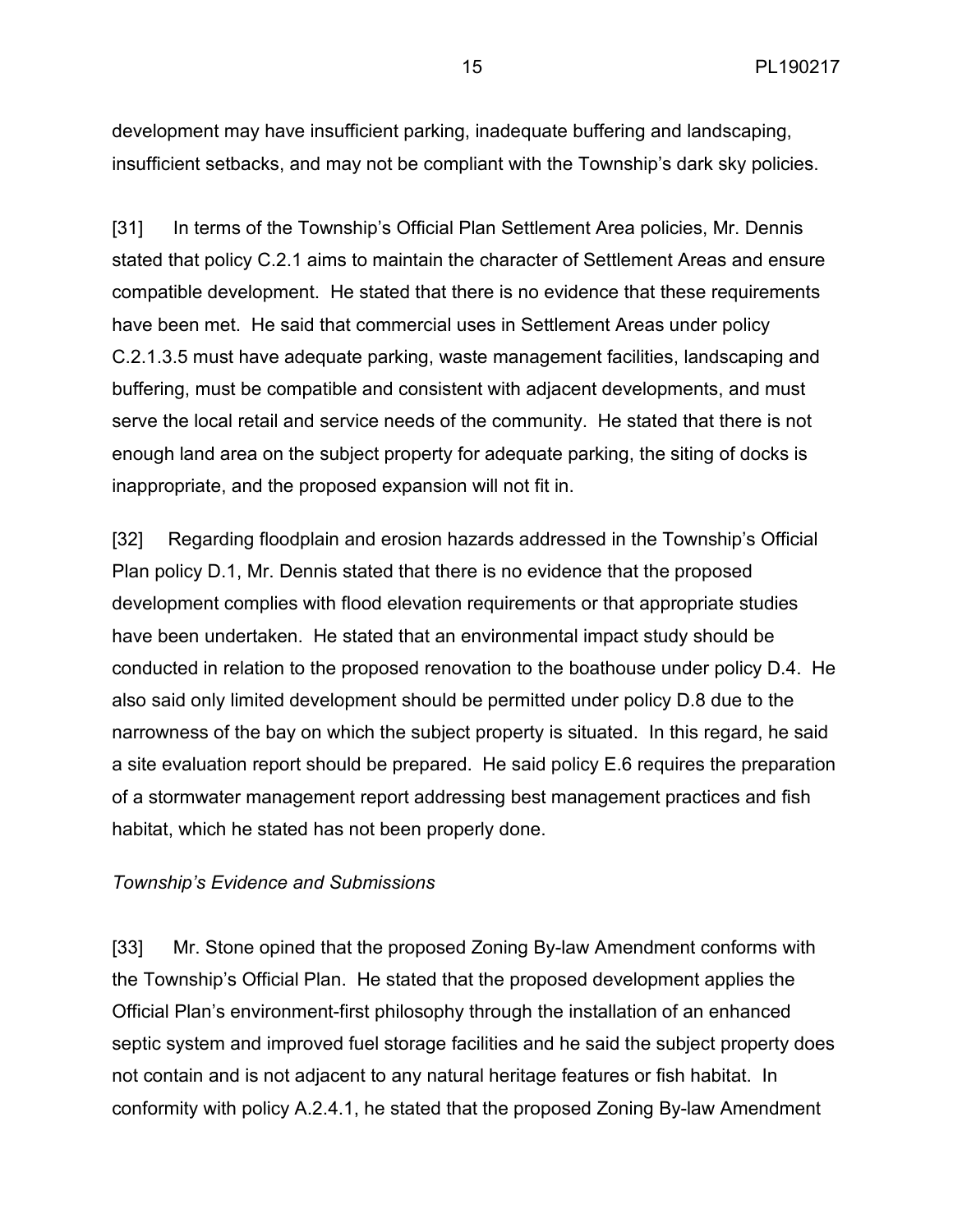development may have insufficient parking, inadequate buffering and landscaping, insufficient setbacks, and may not be compliant with the Township's dark sky policies.

[31] In terms of the Township's Official Plan Settlement Area policies, Mr. Dennis stated that policy C.2.1 aims to maintain the character of Settlement Areas and ensure compatible development. He stated that there is no evidence that these requirements have been met. He said that commercial uses in Settlement Areas under policy C.2.1.3.5 must have adequate parking, waste management facilities, landscaping and buffering, must be compatible and consistent with adjacent developments, and must serve the local retail and service needs of the community. He stated that there is not enough land area on the subject property for adequate parking, the siting of docks is inappropriate, and the proposed expansion will not fit in.

[32] Regarding floodplain and erosion hazards addressed in the Township's Official Plan policy D.1, Mr. Dennis stated that there is no evidence that the proposed development complies with flood elevation requirements or that appropriate studies have been undertaken. He stated that an environmental impact study should be conducted in relation to the proposed renovation to the boathouse under policy D.4. He also said only limited development should be permitted under policy D.8 due to the narrowness of the bay on which the subject property is situated. In this regard, he said a site evaluation report should be prepared. He said policy E.6 requires the preparation of a stormwater management report addressing best management practices and fish habitat, which he stated has not been properly done.

*Township's Evidence and Submissions*

[33] Mr. Stone opined that the proposed Zoning By-law Amendment conforms with the Township's Official Plan. He stated that the proposed development applies the Official Plan's environment-first philosophy through the installation of an enhanced septic system and improved fuel storage facilities and he said the subject property does not contain and is not adjacent to any natural heritage features or fish habitat. In conformity with policy A.2.4.1, he stated that the proposed Zoning By-law Amendment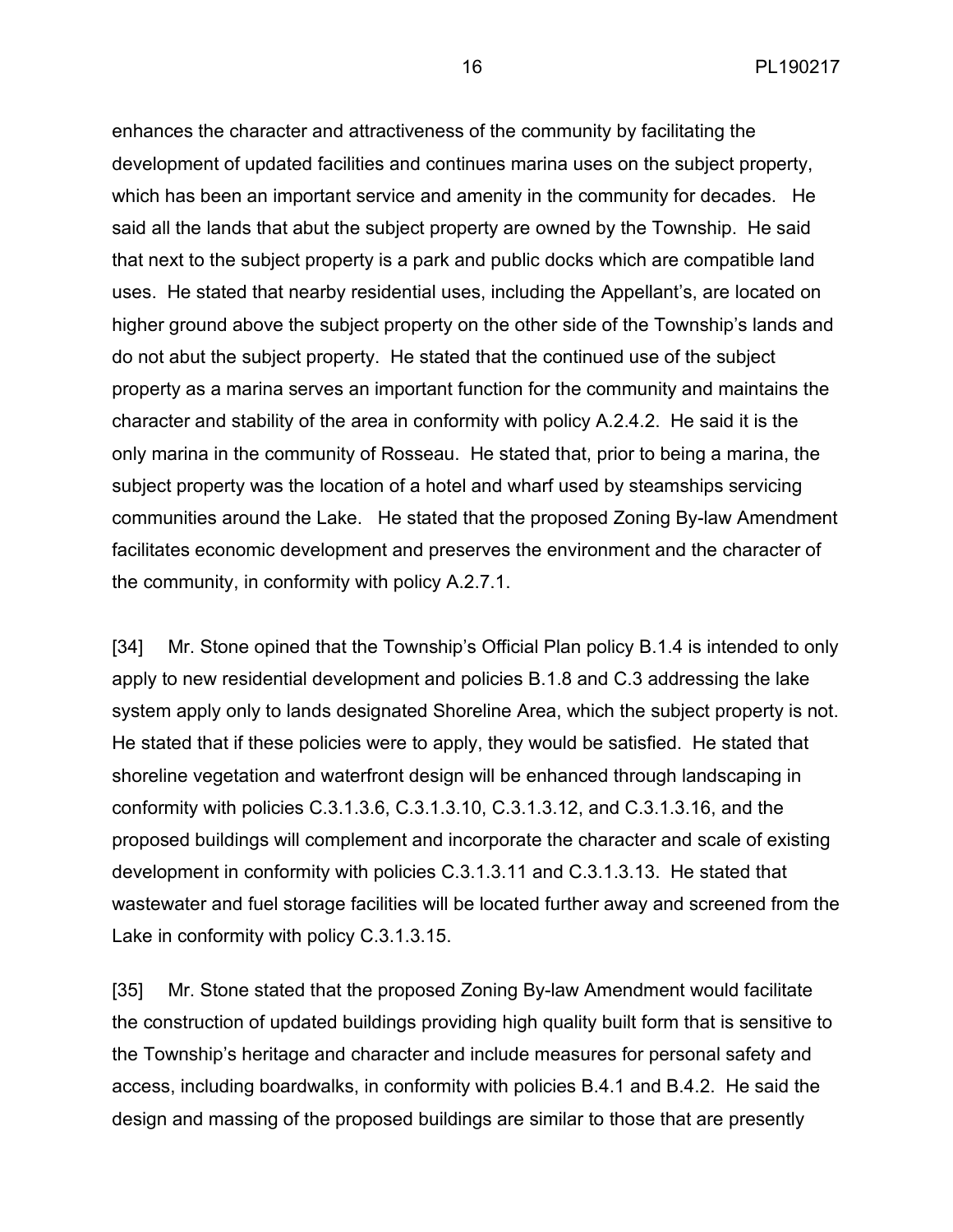enhances the character and attractiveness of the community by facilitating the development of updated facilities and continues marina uses on the subject property, which has been an important service and amenity in the community for decades. He said all the lands that abut the subject property are owned by the Township. He said that next to the subject property is a park and public docks which are compatible land uses. He stated that nearby residential uses, including the Appellant's, are located on higher ground above the subject property on the other side of the Township's lands and do not abut the subject property. He stated that the continued use of the subject property as a marina serves an important function for the community and maintains the character and stability of the area in conformity with policy A.2.4.2. He said it is the only marina in the community of Rosseau. He stated that, prior to being a marina, the subject property was the location of a hotel and wharf used by steamships servicing communities around the Lake. He stated that the proposed Zoning By-law Amendment facilitates economic development and preserves the environment and the character of the community, in conformity with policy A.2.7.1.

[34] Mr. Stone opined that the Township's Official Plan policy B.1.4 is intended to only apply to new residential development and policies B.1.8 and C.3 addressing the lake system apply only to lands designated Shoreline Area, which the subject property is not. He stated that if these policies were to apply, they would be satisfied. He stated that shoreline vegetation and waterfront design will be enhanced through landscaping in conformity with policies C.3.1.3.6, C.3.1.3.10, C.3.1.3.12, and C.3.1.3.16, and the proposed buildings will complement and incorporate the character and scale of existing development in conformity with policies C.3.1.3.11 and C.3.1.3.13. He stated that wastewater and fuel storage facilities will be located further away and screened from the Lake in conformity with policy C.3.1.3.15.

[35] Mr. Stone stated that the proposed Zoning By-law Amendment would facilitate the construction of updated buildings providing high quality built form that is sensitive to the Township's heritage and character and include measures for personal safety and access, including boardwalks, in conformity with policies B.4.1 and B.4.2. He said the design and massing of the proposed buildings are similar to those that are presently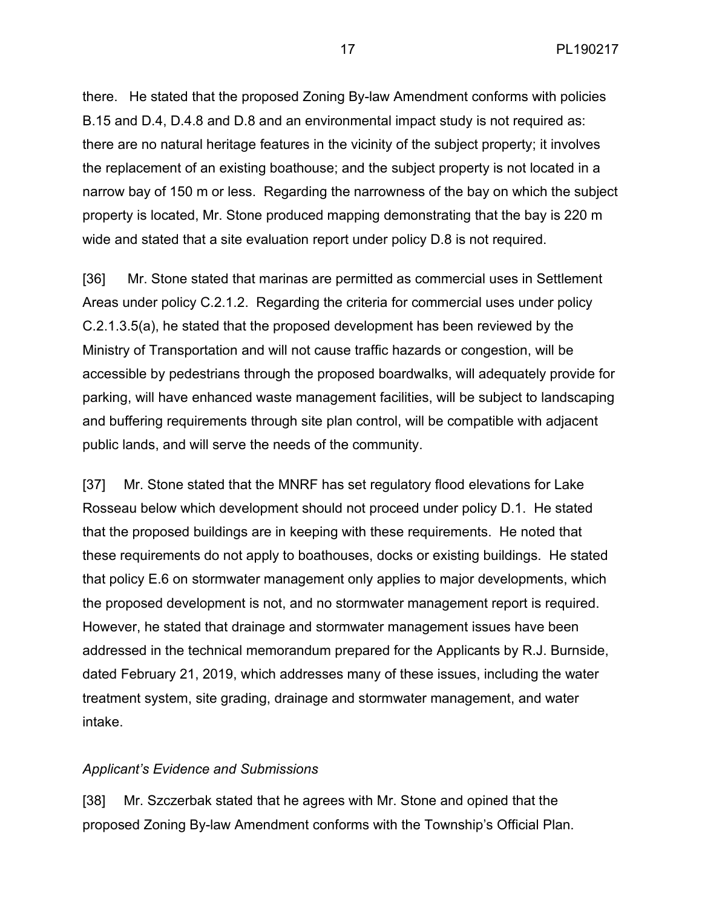there. He stated that the proposed Zoning By-law Amendment conforms with policies B.15 and D.4, D.4.8 and D.8 and an environmental impact study is not required as: there are no natural heritage features in the vicinity of the subject property; it involves the replacement of an existing boathouse; and the subject property is not located in a narrow bay of 150 m or less. Regarding the narrowness of the bay on which the subject property is located, Mr. Stone produced mapping demonstrating that the bay is 220 m wide and stated that a site evaluation report under policy D.8 is not required.

[36] Mr. Stone stated that marinas are permitted as commercial uses in Settlement Areas under policy C.2.1.2. Regarding the criteria for commercial uses under policy C.2.1.3.5(a), he stated that the proposed development has been reviewed by the Ministry of Transportation and will not cause traffic hazards or congestion, will be accessible by pedestrians through the proposed boardwalks, will adequately provide for parking, will have enhanced waste management facilities, will be subject to landscaping and buffering requirements through site plan control, will be compatible with adjacent public lands, and will serve the needs of the community.

[37] Mr. Stone stated that the MNRF has set regulatory flood elevations for Lake Rosseau below which development should not proceed under policy D.1. He stated that the proposed buildings are in keeping with these requirements. He noted that these requirements do not apply to boathouses, docks or existing buildings. He stated that policy E.6 on stormwater management only applies to major developments, which the proposed development is not, and no stormwater management report is required. However, he stated that drainage and stormwater management issues have been addressed in the technical memorandum prepared for the Applicants by R.J. Burnside, dated February 21, 2019, which addresses many of these issues, including the water treatment system, site grading, drainage and stormwater management, and water intake.

*Applicant's Evidence and Submissions*

[38] Mr. Szczerbak stated that he agrees with Mr. Stone and opined that the proposed Zoning By-law Amendment conforms with the Township's Official Plan.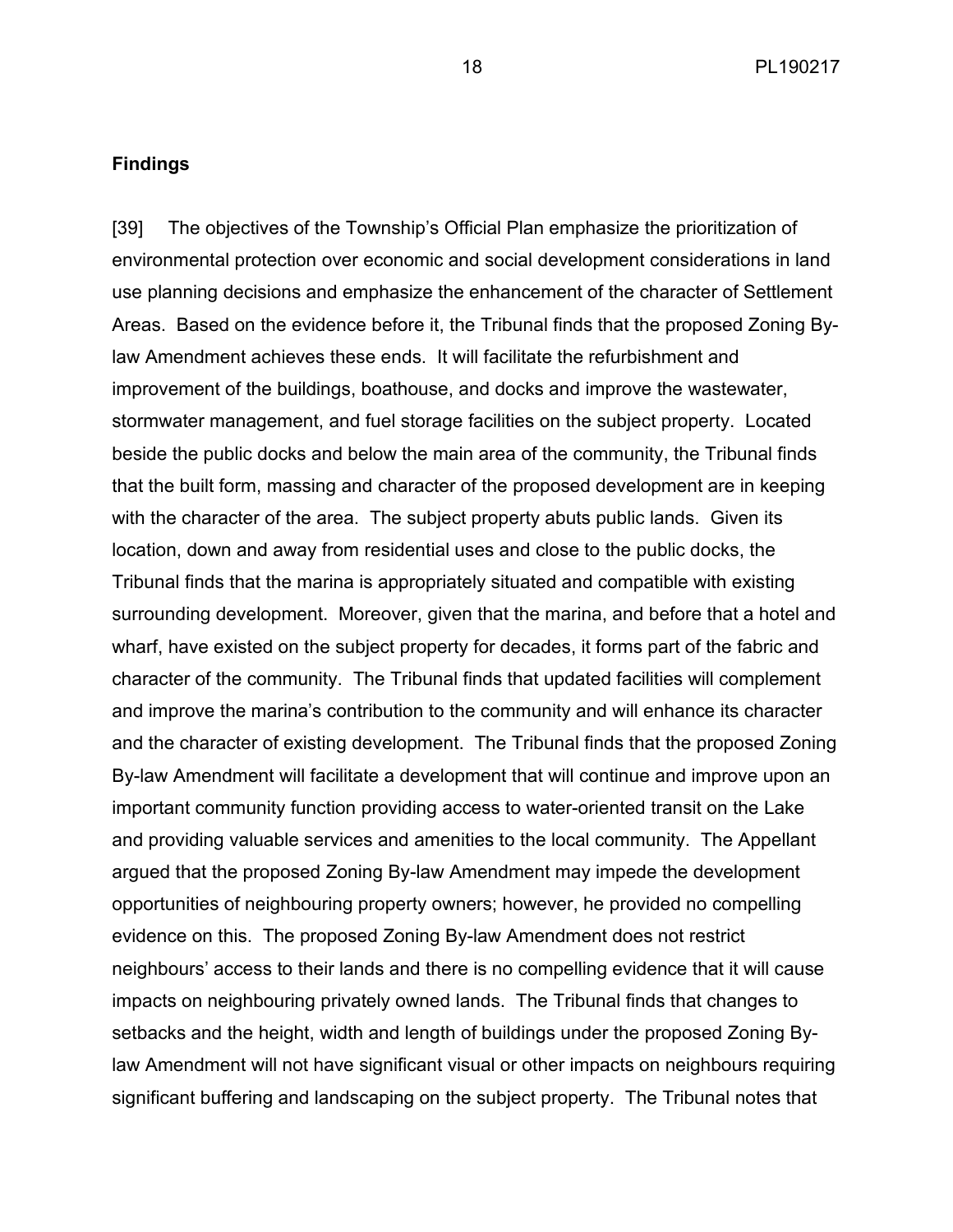**Findings**

[39] The objectives of the Township's Official Plan emphasize the prioritization of environmental protection over economic and social development considerations in land use planning decisions and emphasize the enhancement of the character of Settlement Areas. Based on the evidence before it, the Tribunal finds that the proposed Zoning By-law Amendment achieves these ends. It will facilitate the refurbishment and improvement of the buildings, boathouse, and docks and improve the wastewater, stormwater management, and fuel storage facilities on the subject property. Located beside the public docks and below the main area of the community, the Tribunal finds that the built form, massing and character of the proposed development are in keeping with the character of the area. The subject property abuts public lands. Given its location, down and away from residential uses and close to the public docks, the Tribunal finds that the marina is appropriately situated and compatible with existing surrounding development. Moreover, given that the marina, and before that a hotel and wharf, have existed on the subject property for decades, it forms part of the fabric and character of the community. The Tribunal finds that updated facilities will complement and improve the marina's contribution to the community and will enhance its character and the character of existing development. The Tribunal finds that the proposed Zoning By-law Amendment will facilitate a development that will continue and improve upon an important community function providing access to water-oriented transit on the Lake and providing valuable services and amenities to the local community. The Appellant argued that the proposed Zoning By-law Amendment may impede the development opportunities of neighbouring property owners; however, he provided no compelling evidence on this. The proposed Zoning By-law Amendment does not restrict neighbours' access to their lands and there is no compelling evidence that it will cause impacts on neighbouring privately owned lands. The Tribunal finds that changes to setbacks and the height, width and length of buildings under the proposed Zoning By-law Amendment will not have significant visual or other impacts on neighbours requiring significant buffering and landscaping on the subject property. The Tribunal notes that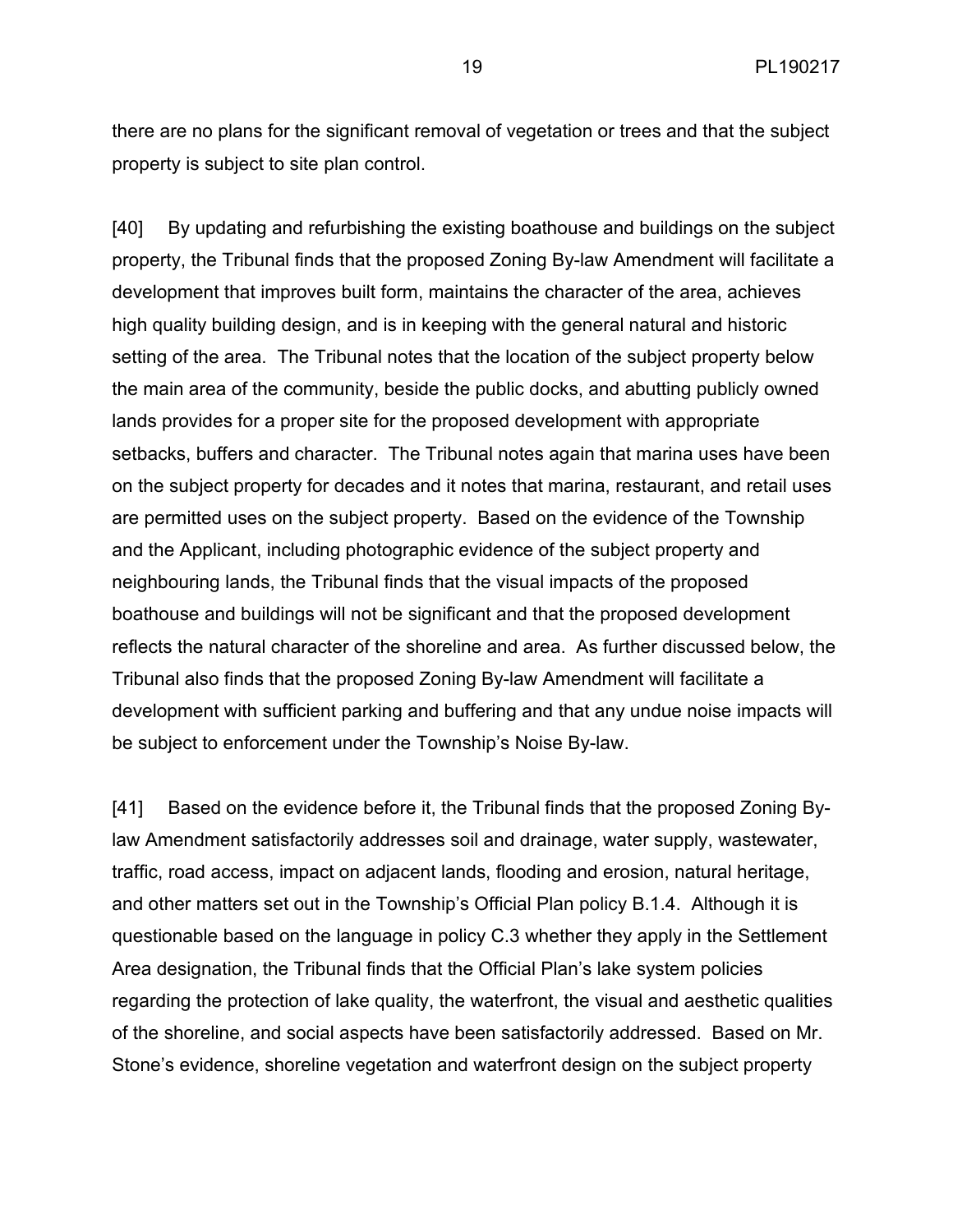there are no plans for the significant removal of vegetation or trees and that the subject property is subject to site plan control.

[40] By updating and refurbishing the existing boathouse and buildings on the subject property, the Tribunal finds that the proposed Zoning By-law Amendment will facilitate a development that improves built form, maintains the character of the area, achieves high quality building design, and is in keeping with the general natural and historic setting of the area. The Tribunal notes that the location of the subject property below the main area of the community, beside the public docks, and abutting publicly owned lands provides for a proper site for the proposed development with appropriate setbacks, buffers and character. The Tribunal notes again that marina uses have been on the subject property for decades and it notes that marina, restaurant, and retail uses are permitted uses on the subject property. Based on the evidence of the Township and the Applicant, including photographic evidence of the subject property and neighbouring lands, the Tribunal finds that the visual impacts of the proposed boathouse and buildings will not be significant and that the proposed development reflects the natural character of the shoreline and area. As further discussed below, the Tribunal also finds that the proposed Zoning By-law Amendment will facilitate a development with sufficient parking and buffering and that any undue noise impacts will be subject to enforcement under the Township's Noise By-law.

[41] Based on the evidence before it, the Tribunal finds that the proposed Zoning By-law Amendment satisfactorily addresses soil and drainage, water supply, wastewater, traffic, road access, impact on adjacent lands, flooding and erosion, natural heritage, and other matters set out in the Township's Official Plan policy B.1.4. Although it is questionable based on the language in policy C.3 whether they apply in the Settlement Area designation, the Tribunal finds that the Official Plan's lake system policies regarding the protection of lake quality, the waterfront, the visual and aesthetic qualities of the shoreline, and social aspects have been satisfactorily addressed. Based on Mr. Stone's evidence, shoreline vegetation and waterfront design on the subject property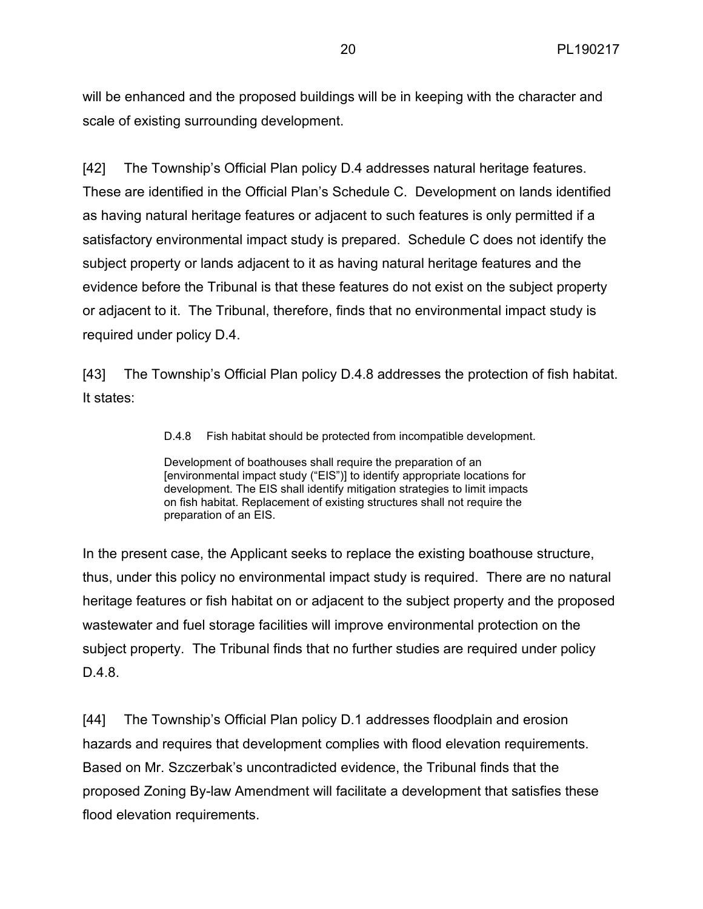will be enhanced and the proposed buildings will be in keeping with the character and scale of existing surrounding development.

[42] The Township's Official Plan policy D.4 addresses natural heritage features. These are identified in the Official Plan's Schedule C. Development on lands identified as having natural heritage features or adjacent to such features is only permitted if a satisfactory environmental impact study is prepared. Schedule C does not identify the subject property or lands adjacent to it as having natural heritage features and the evidence before the Tribunal is that these features do not exist on the subject property or adjacent to it. The Tribunal, therefore, finds that no environmental impact study is required under policy D.4.

[43] The Township's Official Plan policy D.4.8 addresses the protection of fish habitat. It states:

> D.4.8 Fish habitat should be protected from incompatible development.
>
> Development of boathouses shall require the preparation of an [environmental impact study ("EIS")] to identify appropriate locations for development. The EIS shall identify mitigation strategies to limit impacts on fish habitat. Replacement of existing structures shall not require the preparation of an EIS.

In the present case, the Applicant seeks to replace the existing boathouse structure, thus, under this policy no environmental impact study is required. There are no natural heritage features or fish habitat on or adjacent to the subject property and the proposed wastewater and fuel storage facilities will improve environmental protection on the subject property. The Tribunal finds that no further studies are required under policy D.4.8.

[44] The Township's Official Plan policy D.1 addresses floodplain and erosion hazards and requires that development complies with flood elevation requirements. Based on Mr. Szczerbak's uncontradicted evidence, the Tribunal finds that the proposed Zoning By-law Amendment will facilitate a development that satisfies these flood elevation requirements.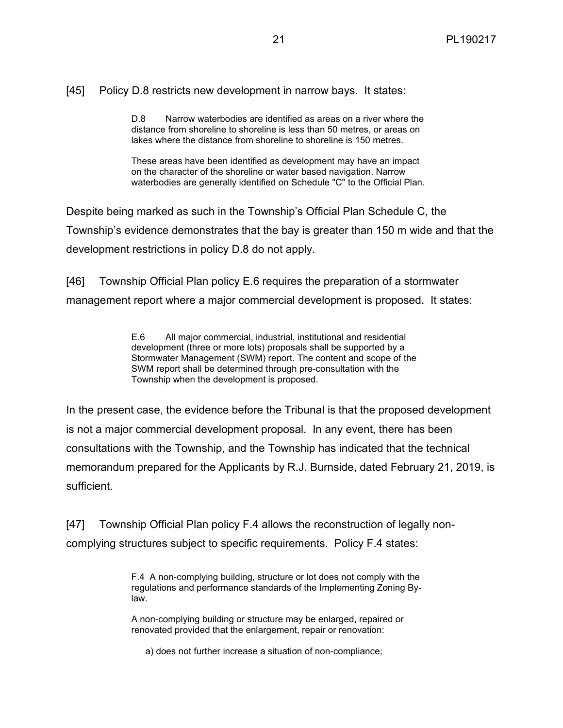[45] Policy D.8 restricts new development in narrow bays. It states:

> D.8 Narrow waterbodies are identified as areas on a river where the distance from shoreline to shoreline is less than 50 metres, or areas on lakes where the distance from shoreline to shoreline is 150 metres.
>
> These areas have been identified as development may have an impact on the character of the shoreline or water based navigation. Narrow waterbodies are generally identified on Schedule "C" to the Official Plan.

Despite being marked as such in the Township's Official Plan Schedule C, the Township's evidence demonstrates that the bay is greater than 150 m wide and that the development restrictions in policy D.8 do not apply.

[46] Township Official Plan policy E.6 requires the preparation of a stormwater management report where a major commercial development is proposed. It states:

> E.6 All major commercial, industrial, institutional and residential development (three or more lots) proposals shall be supported by a Stormwater Management (SWM) report. The content and scope of the SWM report shall be determined through pre-consultation with the Township when the development is proposed.

In the present case, the evidence before the Tribunal is that the proposed development is not a major commercial development proposal. In any event, there has been consultations with the Township, and the Township has indicated that the technical memorandum prepared for the Applicants by R.J. Burnside, dated February 21, 2019, is sufficient.

[47] Township Official Plan policy F.4 allows the reconstruction of legally non-complying structures subject to specific requirements. Policy F.4 states:

> F.4 A non-complying building, structure or lot does not comply with the regulations and performance standards of the Implementing Zoning By-law.
>
> A non-complying building or structure may be enlarged, repaired or renovated provided that the enlargement, repair or renovation:
>
> a) does not further increase a situation of non-compliance;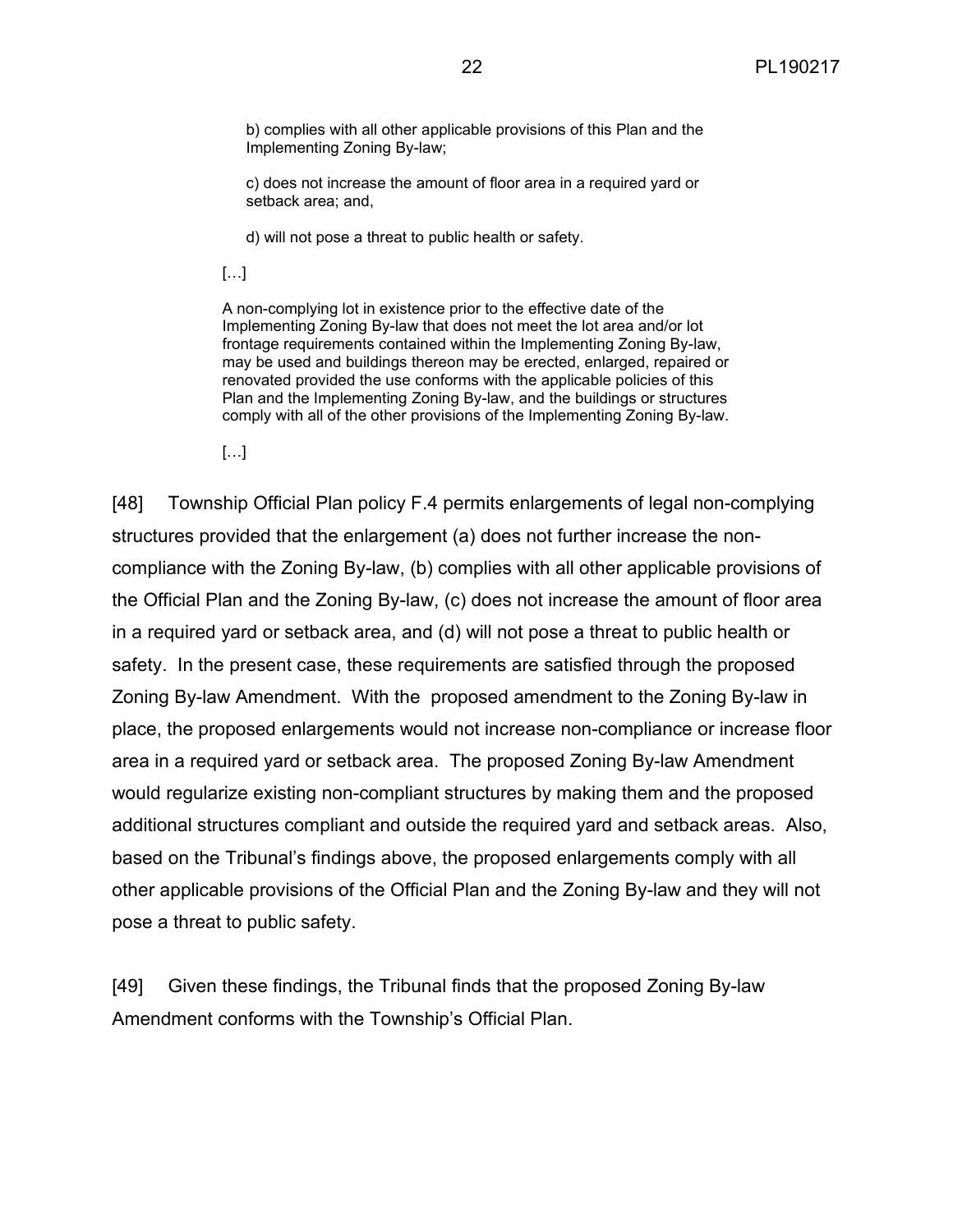> b) complies with all other applicable provisions of this Plan and the Implementing Zoning By-law;
>
> c) does not increase the amount of floor area in a required yard or setback area; and,
>
> d) will not pose a threat to public health or safety.
>
> […]
>
> A non-complying lot in existence prior to the effective date of the Implementing Zoning By-law that does not meet the lot area and/or lot frontage requirements contained within the Implementing Zoning By-law, may be used and buildings thereon may be erected, enlarged, repaired or renovated provided the use conforms with the applicable policies of this Plan and the Implementing Zoning By-law, and the buildings or structures comply with all of the other provisions of the Implementing Zoning By-law.
>
> […]

[48] Township Official Plan policy F.4 permits enlargements of legal non-complying structures provided that the enlargement (a) does not further increase the non-compliance with the Zoning By-law, (b) complies with all other applicable provisions of the Official Plan and the Zoning By-law, (c) does not increase the amount of floor area in a required yard or setback area, and (d) will not pose a threat to public health or safety. In the present case, these requirements are satisfied through the proposed Zoning By-law Amendment. With the proposed amendment to the Zoning By-law in place, the proposed enlargements would not increase non-compliance or increase floor area in a required yard or setback area. The proposed Zoning By-law Amendment would regularize existing non-compliant structures by making them and the proposed additional structures compliant and outside the required yard and setback areas. Also, based on the Tribunal's findings above, the proposed enlargements comply with all other applicable provisions of the Official Plan and the Zoning By-law and they will not pose a threat to public safety.

[49] Given these findings, the Tribunal finds that the proposed Zoning By-law Amendment conforms with the Township's Official Plan.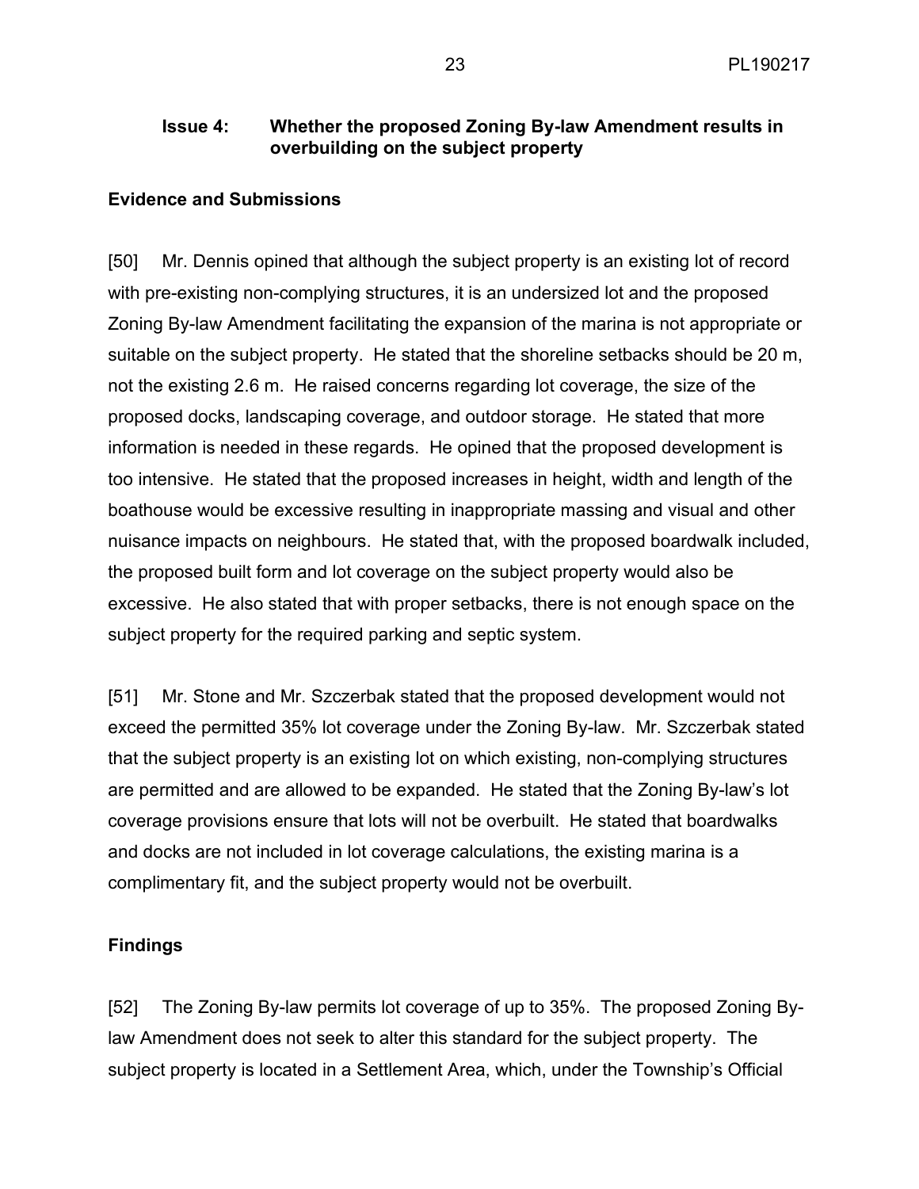### Issue 4: Whether the proposed Zoning By-law Amendment results in overbuilding on the subject property

**Evidence and Submissions**

[50] Mr. Dennis opined that although the subject property is an existing lot of record with pre-existing non-complying structures, it is an undersized lot and the proposed Zoning By-law Amendment facilitating the expansion of the marina is not appropriate or suitable on the subject property. He stated that the shoreline setbacks should be 20 m, not the existing 2.6 m. He raised concerns regarding lot coverage, the size of the proposed docks, landscaping coverage, and outdoor storage. He stated that more information is needed in these regards. He opined that the proposed development is too intensive. He stated that the proposed increases in height, width and length of the boathouse would be excessive resulting in inappropriate massing and visual and other nuisance impacts on neighbours. He stated that, with the proposed boardwalk included, the proposed built form and lot coverage on the subject property would also be excessive. He also stated that with proper setbacks, there is not enough space on the subject property for the required parking and septic system.

[51] Mr. Stone and Mr. Szczerbak stated that the proposed development would not exceed the permitted 35% lot coverage under the Zoning By-law. Mr. Szczerbak stated that the subject property is an existing lot on which existing, non-complying structures are permitted and are allowed to be expanded. He stated that the Zoning By-law's lot coverage provisions ensure that lots will not be overbuilt. He stated that boardwalks and docks are not included in lot coverage calculations, the existing marina is a complimentary fit, and the subject property would not be overbuilt.

**Findings**

[52] The Zoning By-law permits lot coverage of up to 35%. The proposed Zoning By-law Amendment does not seek to alter this standard for the subject property. The subject property is located in a Settlement Area, which, under the Township's Official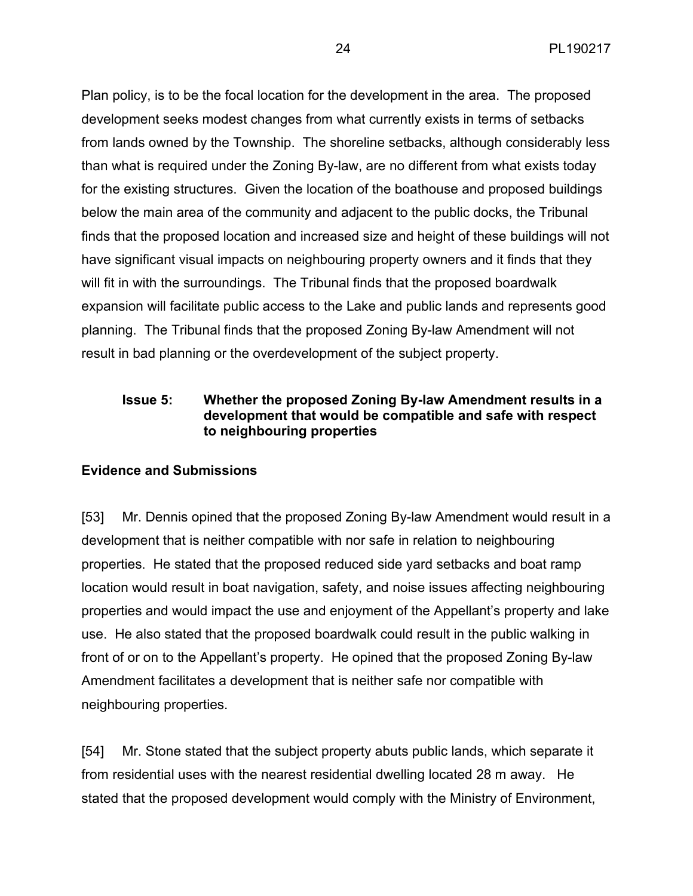Plan policy, is to be the focal location for the development in the area. The proposed development seeks modest changes from what currently exists in terms of setbacks from lands owned by the Township. The shoreline setbacks, although considerably less than what is required under the Zoning By-law, are no different from what exists today for the existing structures. Given the location of the boathouse and proposed buildings below the main area of the community and adjacent to the public docks, the Tribunal finds that the proposed location and increased size and height of these buildings will not have significant visual impacts on neighbouring property owners and it finds that they will fit in with the surroundings. The Tribunal finds that the proposed boardwalk expansion will facilitate public access to the Lake and public lands and represents good planning. The Tribunal finds that the proposed Zoning By-law Amendment will not result in bad planning or the overdevelopment of the subject property.

### Issue 5: Whether the proposed Zoning By-law Amendment results in a development that would be compatible and safe with respect to neighbouring properties

### Evidence and Submissions

[53] Mr. Dennis opined that the proposed Zoning By-law Amendment would result in a development that is neither compatible with nor safe in relation to neighbouring properties. He stated that the proposed reduced side yard setbacks and boat ramp location would result in boat navigation, safety, and noise issues affecting neighbouring properties and would impact the use and enjoyment of the Appellant's property and lake use. He also stated that the proposed boardwalk could result in the public walking in front of or on to the Appellant's property. He opined that the proposed Zoning By-law Amendment facilitates a development that is neither safe nor compatible with neighbouring properties.

[54] Mr. Stone stated that the subject property abuts public lands, which separate it from residential uses with the nearest residential dwelling located 28 m away. He stated that the proposed development would comply with the Ministry of Environment,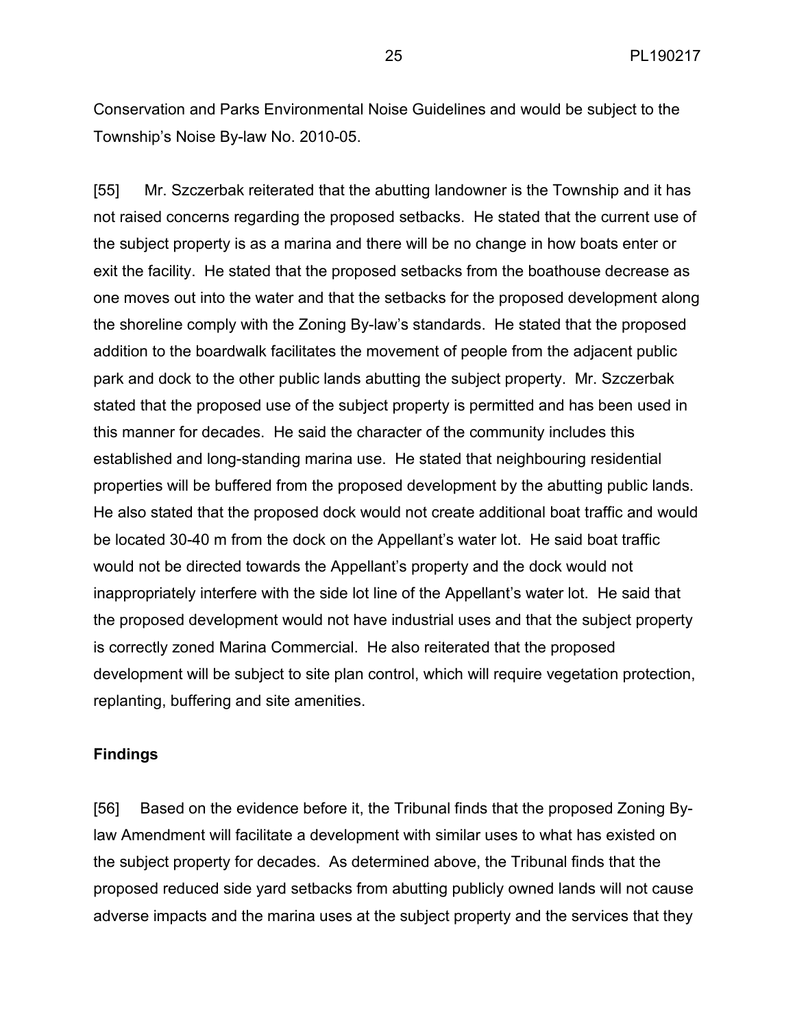Conservation and Parks Environmental Noise Guidelines and would be subject to the Township's Noise By-law No. 2010-05.

[55] Mr. Szczerbak reiterated that the abutting landowner is the Township and it has not raised concerns regarding the proposed setbacks. He stated that the current use of the subject property is as a marina and there will be no change in how boats enter or exit the facility. He stated that the proposed setbacks from the boathouse decrease as one moves out into the water and that the setbacks for the proposed development along the shoreline comply with the Zoning By-law's standards. He stated that the proposed addition to the boardwalk facilitates the movement of people from the adjacent public park and dock to the other public lands abutting the subject property. Mr. Szczerbak stated that the proposed use of the subject property is permitted and has been used in this manner for decades. He said the character of the community includes this established and long-standing marina use. He stated that neighbouring residential properties will be buffered from the proposed development by the abutting public lands. He also stated that the proposed dock would not create additional boat traffic and would be located 30-40 m from the dock on the Appellant's water lot. He said boat traffic would not be directed towards the Appellant's property and the dock would not inappropriately interfere with the side lot line of the Appellant's water lot. He said that the proposed development would not have industrial uses and that the subject property is correctly zoned Marina Commercial. He also reiterated that the proposed development will be subject to site plan control, which will require vegetation protection, replanting, buffering and site amenities.

**Findings**

[56] Based on the evidence before it, the Tribunal finds that the proposed Zoning By-law Amendment will facilitate a development with similar uses to what has existed on the subject property for decades. As determined above, the Tribunal finds that the proposed reduced side yard setbacks from abutting publicly owned lands will not cause adverse impacts and the marina uses at the subject property and the services that they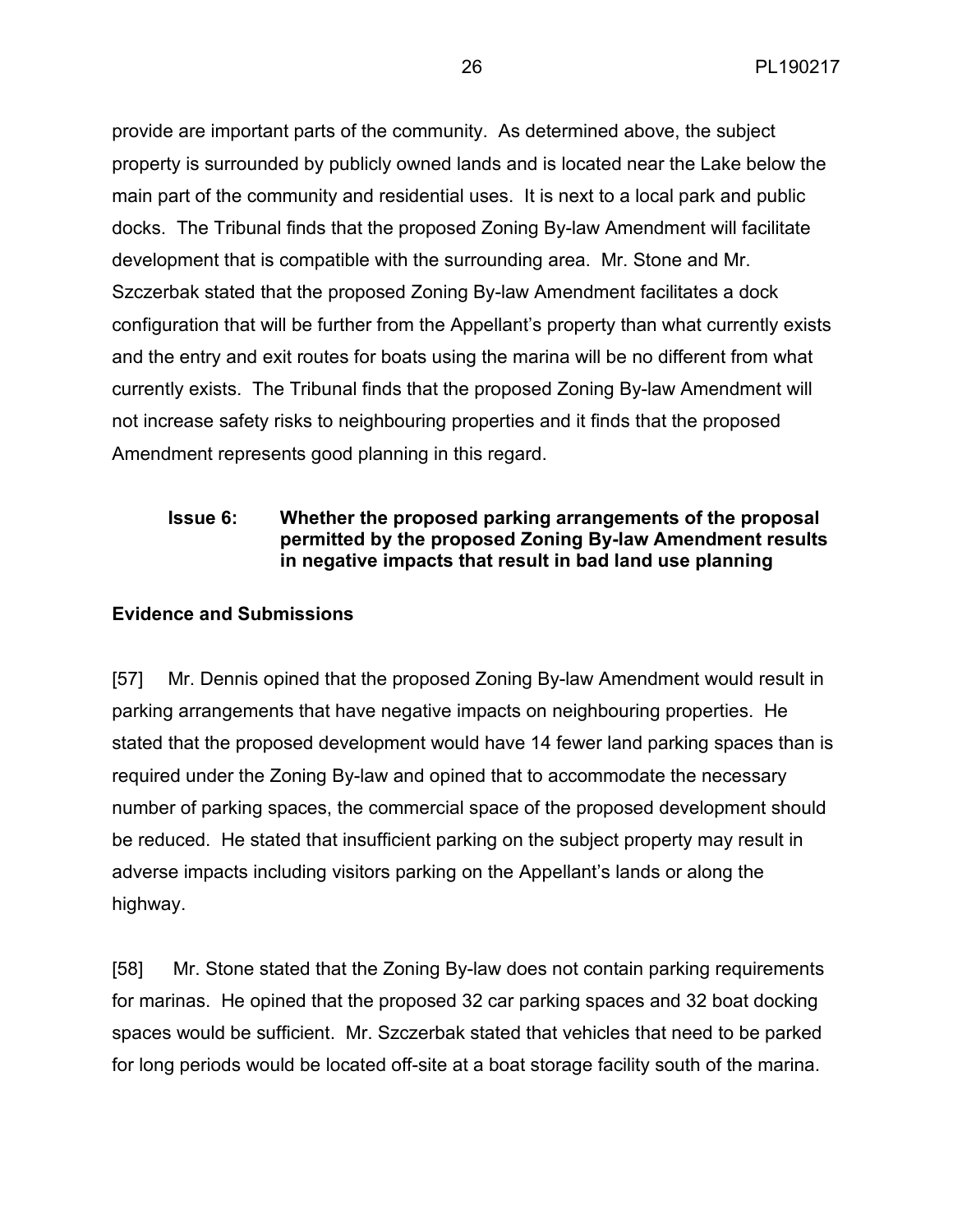provide are important parts of the community. As determined above, the subject property is surrounded by publicly owned lands and is located near the Lake below the main part of the community and residential uses. It is next to a local park and public docks. The Tribunal finds that the proposed Zoning By-law Amendment will facilitate development that is compatible with the surrounding area. Mr. Stone and Mr. Szczerbak stated that the proposed Zoning By-law Amendment facilitates a dock configuration that will be further from the Appellant's property than what currently exists and the entry and exit routes for boats using the marina will be no different from what currently exists. The Tribunal finds that the proposed Zoning By-law Amendment will not increase safety risks to neighbouring properties and it finds that the proposed Amendment represents good planning in this regard.

**Issue 6: Whether the proposed parking arrangements of the proposal permitted by the proposed Zoning By-law Amendment results in negative impacts that result in bad land use planning**

**Evidence and Submissions**

[57] Mr. Dennis opined that the proposed Zoning By-law Amendment would result in parking arrangements that have negative impacts on neighbouring properties. He stated that the proposed development would have 14 fewer land parking spaces than is required under the Zoning By-law and opined that to accommodate the necessary number of parking spaces, the commercial space of the proposed development should be reduced. He stated that insufficient parking on the subject property may result in adverse impacts including visitors parking on the Appellant's lands or along the highway.

[58] Mr. Stone stated that the Zoning By-law does not contain parking requirements for marinas. He opined that the proposed 32 car parking spaces and 32 boat docking spaces would be sufficient. Mr. Szczerbak stated that vehicles that need to be parked for long periods would be located off-site at a boat storage facility south of the marina.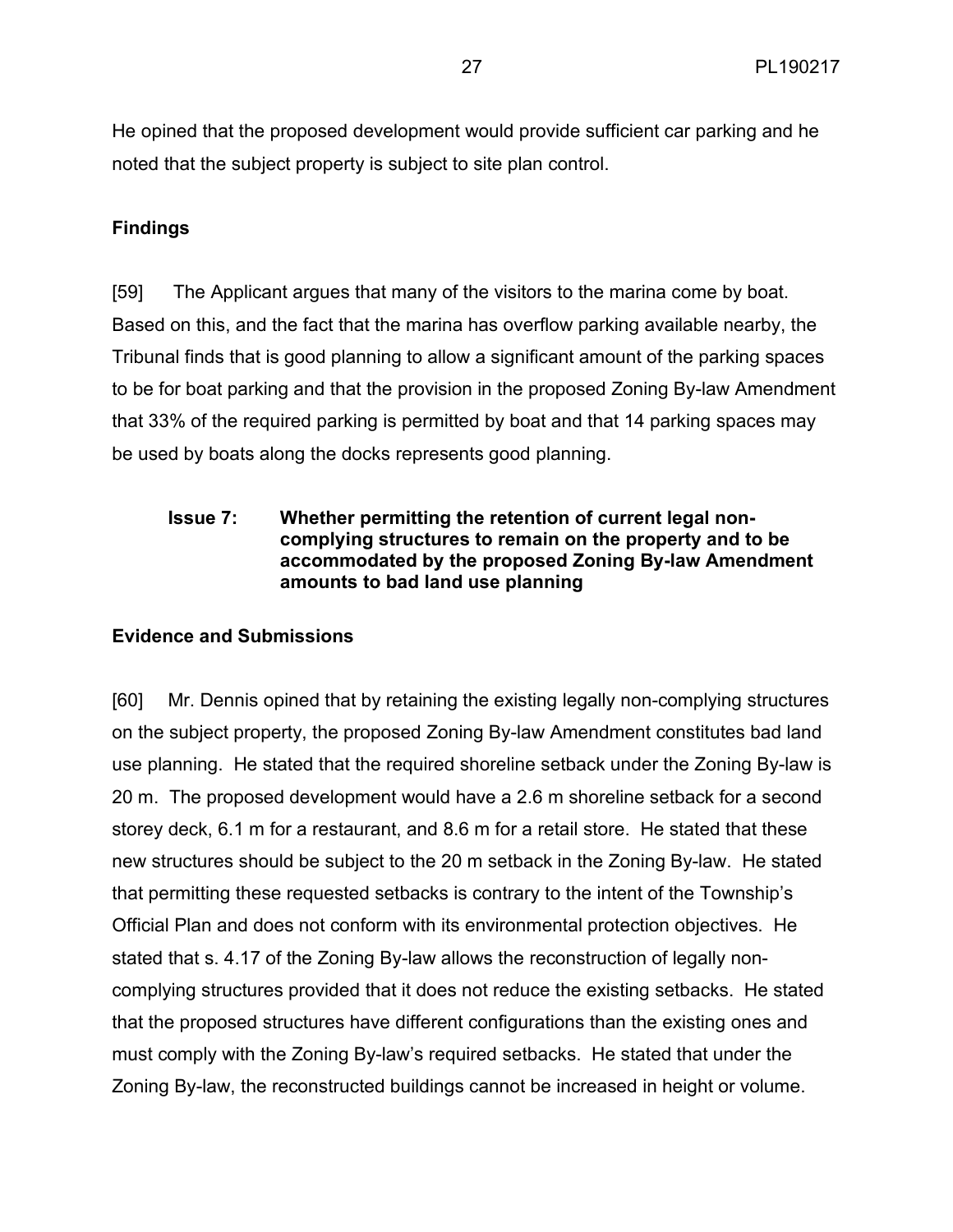He opined that the proposed development would provide sufficient car parking and he noted that the subject property is subject to site plan control.

**Findings**

[59] The Applicant argues that many of the visitors to the marina come by boat. Based on this, and the fact that the marina has overflow parking available nearby, the Tribunal finds that is good planning to allow a significant amount of the parking spaces to be for boat parking and that the provision in the proposed Zoning By-law Amendment that 33% of the required parking is permitted by boat and that 14 parking spaces may be used by boats along the docks represents good planning.

**Issue 7: Whether permitting the retention of current legal non-complying structures to remain on the property and to be accommodated by the proposed Zoning By-law Amendment amounts to bad land use planning**

**Evidence and Submissions**

[60] Mr. Dennis opined that by retaining the existing legally non-complying structures on the subject property, the proposed Zoning By-law Amendment constitutes bad land use planning. He stated that the required shoreline setback under the Zoning By-law is 20 m. The proposed development would have a 2.6 m shoreline setback for a second storey deck, 6.1 m for a restaurant, and 8.6 m for a retail store. He stated that these new structures should be subject to the 20 m setback in the Zoning By-law. He stated that permitting these requested setbacks is contrary to the intent of the Township's Official Plan and does not conform with its environmental protection objectives. He stated that s. 4.17 of the Zoning By-law allows the reconstruction of legally non-complying structures provided that it does not reduce the existing setbacks. He stated that the proposed structures have different configurations than the existing ones and must comply with the Zoning By-law's required setbacks. He stated that under the Zoning By-law, the reconstructed buildings cannot be increased in height or volume.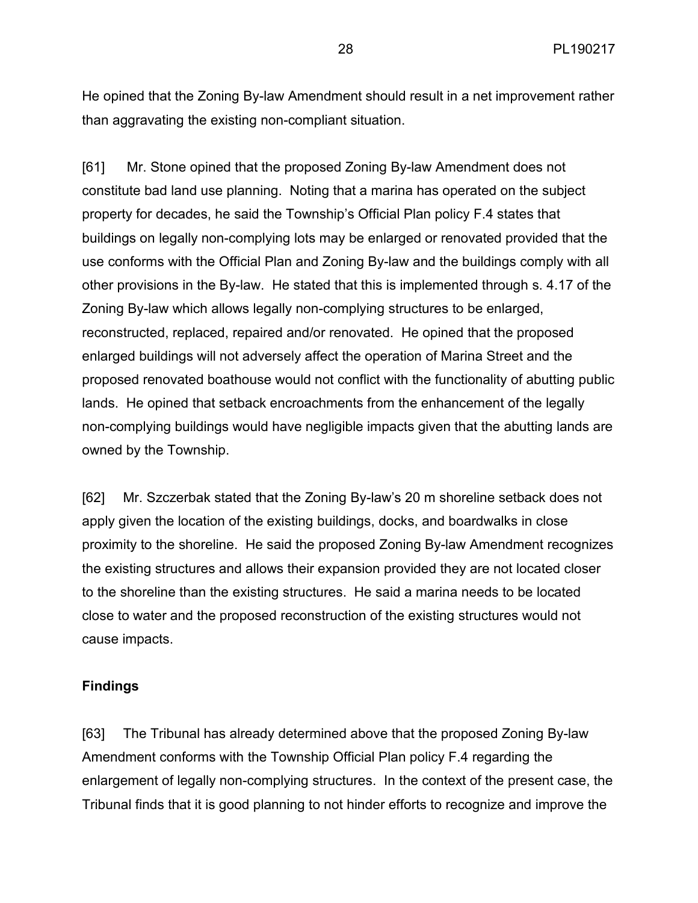He opined that the Zoning By-law Amendment should result in a net improvement rather than aggravating the existing non-compliant situation.

[61] Mr. Stone opined that the proposed Zoning By-law Amendment does not constitute bad land use planning. Noting that a marina has operated on the subject property for decades, he said the Township's Official Plan policy F.4 states that buildings on legally non-complying lots may be enlarged or renovated provided that the use conforms with the Official Plan and Zoning By-law and the buildings comply with all other provisions in the By-law. He stated that this is implemented through s. 4.17 of the Zoning By-law which allows legally non-complying structures to be enlarged, reconstructed, replaced, repaired and/or renovated. He opined that the proposed enlarged buildings will not adversely affect the operation of Marina Street and the proposed renovated boathouse would not conflict with the functionality of abutting public lands. He opined that setback encroachments from the enhancement of the legally non-complying buildings would have negligible impacts given that the abutting lands are owned by the Township.

[62] Mr. Szczerbak stated that the Zoning By-law's 20 m shoreline setback does not apply given the location of the existing buildings, docks, and boardwalks in close proximity to the shoreline. He said the proposed Zoning By-law Amendment recognizes the existing structures and allows their expansion provided they are not located closer to the shoreline than the existing structures. He said a marina needs to be located close to water and the proposed reconstruction of the existing structures would not cause impacts.

**Findings**

[63] The Tribunal has already determined above that the proposed Zoning By-law Amendment conforms with the Township Official Plan policy F.4 regarding the enlargement of legally non-complying structures. In the context of the present case, the Tribunal finds that it is good planning to not hinder efforts to recognize and improve the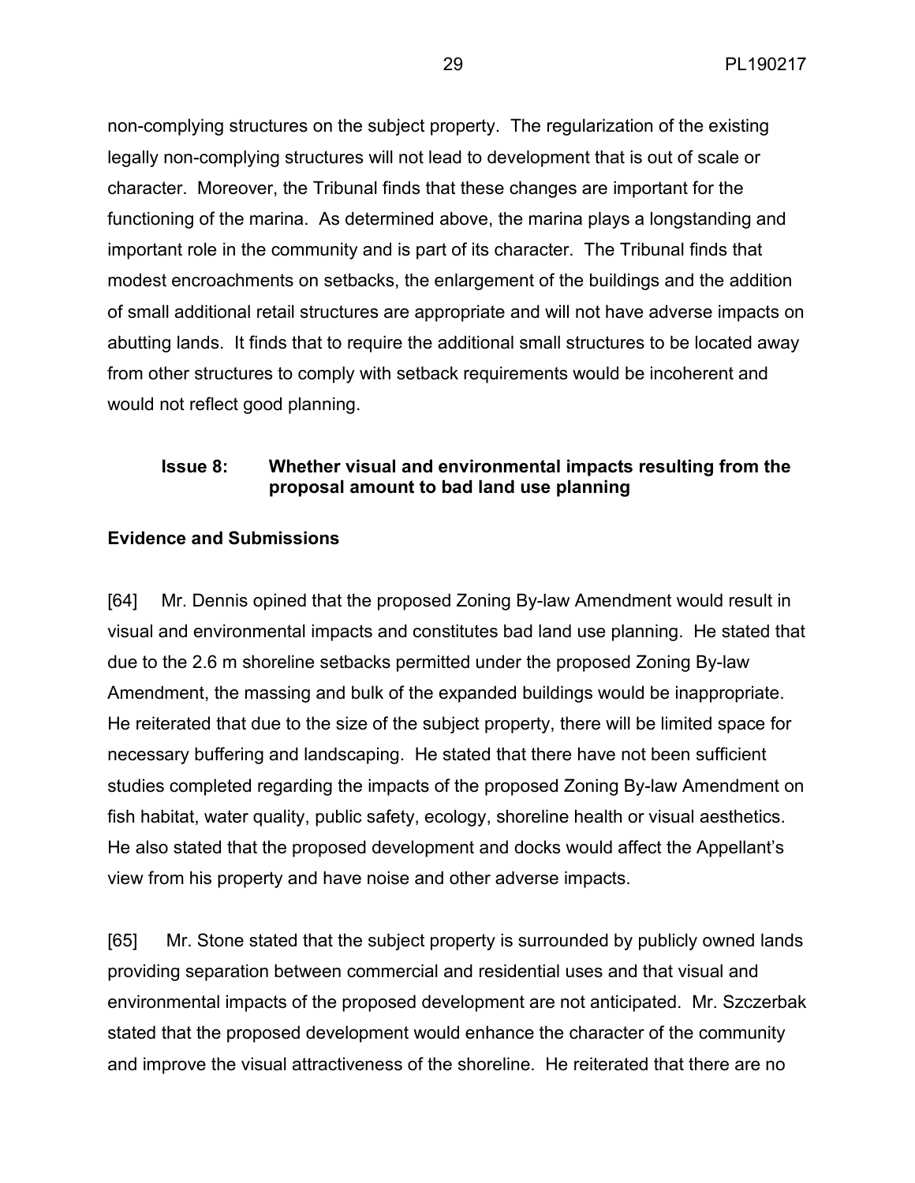non-complying structures on the subject property. The regularization of the existing legally non-complying structures will not lead to development that is out of scale or character. Moreover, the Tribunal finds that these changes are important for the functioning of the marina. As determined above, the marina plays a longstanding and important role in the community and is part of its character. The Tribunal finds that modest encroachments on setbacks, the enlargement of the buildings and the addition of small additional retail structures are appropriate and will not have adverse impacts on abutting lands. It finds that to require the additional small structures to be located away from other structures to comply with setback requirements would be incoherent and would not reflect good planning.

### Issue 8: Whether visual and environmental impacts resulting from the proposal amount to bad land use planning

**Evidence and Submissions**

[64] Mr. Dennis opined that the proposed Zoning By-law Amendment would result in visual and environmental impacts and constitutes bad land use planning. He stated that due to the 2.6 m shoreline setbacks permitted under the proposed Zoning By-law Amendment, the massing and bulk of the expanded buildings would be inappropriate. He reiterated that due to the size of the subject property, there will be limited space for necessary buffering and landscaping. He stated that there have not been sufficient studies completed regarding the impacts of the proposed Zoning By-law Amendment on fish habitat, water quality, public safety, ecology, shoreline health or visual aesthetics. He also stated that the proposed development and docks would affect the Appellant's view from his property and have noise and other adverse impacts.

[65] Mr. Stone stated that the subject property is surrounded by publicly owned lands providing separation between commercial and residential uses and that visual and environmental impacts of the proposed development are not anticipated. Mr. Szczerbak stated that the proposed development would enhance the character of the community and improve the visual attractiveness of the shoreline. He reiterated that there are no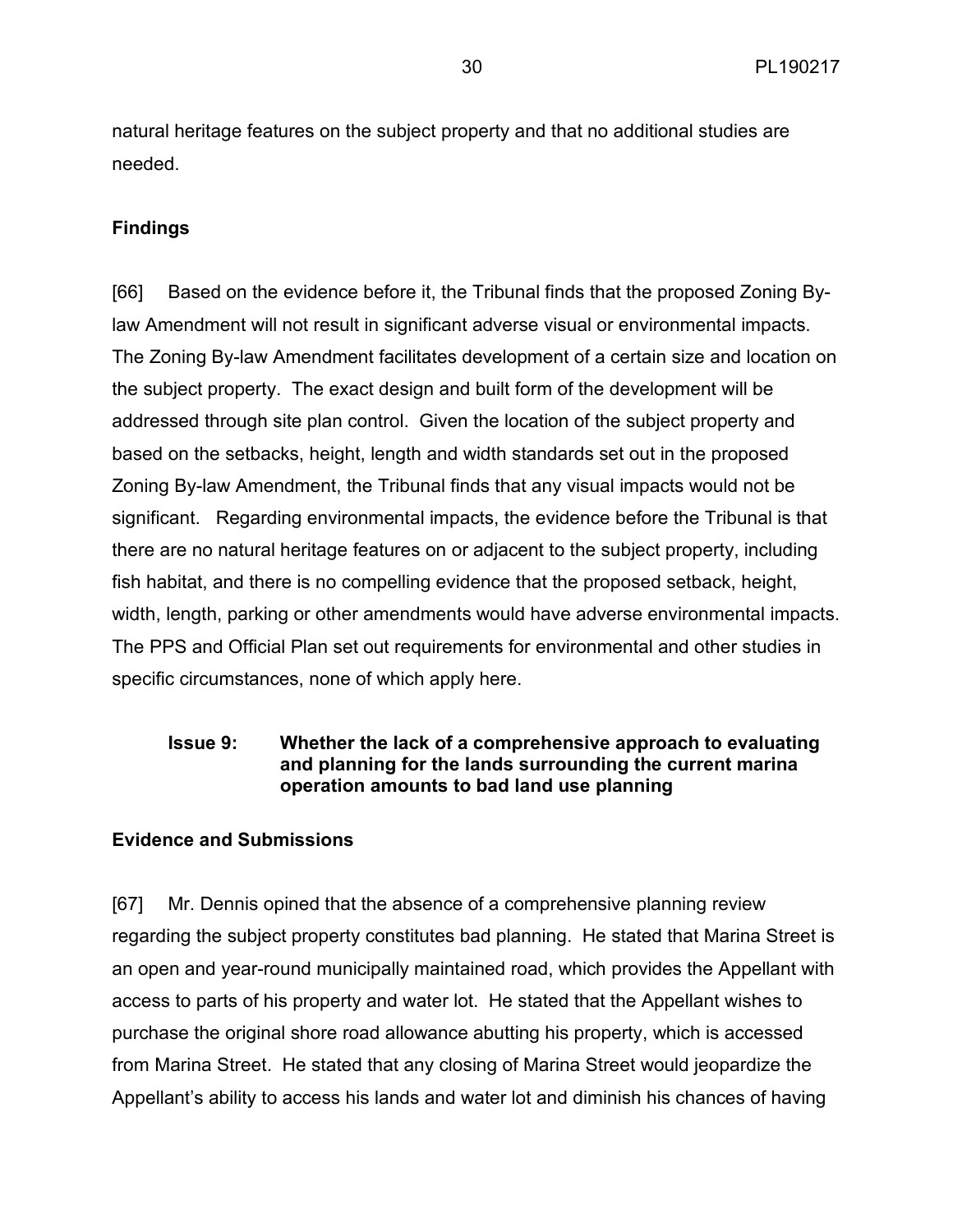natural heritage features on the subject property and that no additional studies are needed.

**Findings**

[66] Based on the evidence before it, the Tribunal finds that the proposed Zoning By-law Amendment will not result in significant adverse visual or environmental impacts. The Zoning By-law Amendment facilitates development of a certain size and location on the subject property. The exact design and built form of the development will be addressed through site plan control. Given the location of the subject property and based on the setbacks, height, length and width standards set out in the proposed Zoning By-law Amendment, the Tribunal finds that any visual impacts would not be significant. Regarding environmental impacts, the evidence before the Tribunal is that there are no natural heritage features on or adjacent to the subject property, including fish habitat, and there is no compelling evidence that the proposed setback, height, width, length, parking or other amendments would have adverse environmental impacts. The PPS and Official Plan set out requirements for environmental and other studies in specific circumstances, none of which apply here.

**Issue 9: Whether the lack of a comprehensive approach to evaluating and planning for the lands surrounding the current marina operation amounts to bad land use planning**

**Evidence and Submissions**

[67] Mr. Dennis opined that the absence of a comprehensive planning review regarding the subject property constitutes bad planning. He stated that Marina Street is an open and year-round municipally maintained road, which provides the Appellant with access to parts of his property and water lot. He stated that the Appellant wishes to purchase the original shore road allowance abutting his property, which is accessed from Marina Street. He stated that any closing of Marina Street would jeopardize the Appellant's ability to access his lands and water lot and diminish his chances of having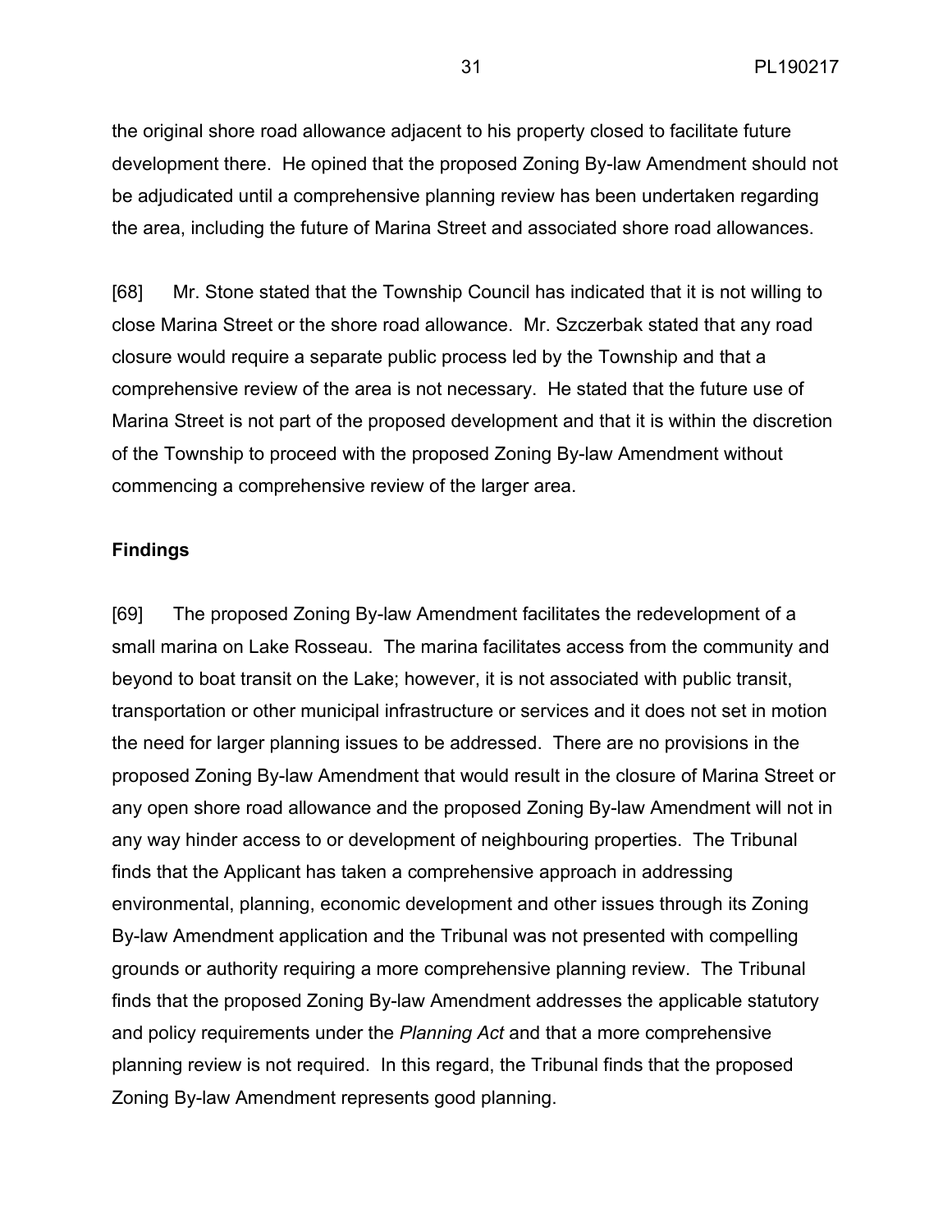the original shore road allowance adjacent to his property closed to facilitate future development there. He opined that the proposed Zoning By-law Amendment should not be adjudicated until a comprehensive planning review has been undertaken regarding the area, including the future of Marina Street and associated shore road allowances.

[68] Mr. Stone stated that the Township Council has indicated that it is not willing to close Marina Street or the shore road allowance. Mr. Szczerbak stated that any road closure would require a separate public process led by the Township and that a comprehensive review of the area is not necessary. He stated that the future use of Marina Street is not part of the proposed development and that it is within the discretion of the Township to proceed with the proposed Zoning By-law Amendment without commencing a comprehensive review of the larger area.

**Findings**

[69] The proposed Zoning By-law Amendment facilitates the redevelopment of a small marina on Lake Rosseau. The marina facilitates access from the community and beyond to boat transit on the Lake; however, it is not associated with public transit, transportation or other municipal infrastructure or services and it does not set in motion the need for larger planning issues to be addressed. There are no provisions in the proposed Zoning By-law Amendment that would result in the closure of Marina Street or any open shore road allowance and the proposed Zoning By-law Amendment will not in any way hinder access to or development of neighbouring properties. The Tribunal finds that the Applicant has taken a comprehensive approach in addressing environmental, planning, economic development and other issues through its Zoning By-law Amendment application and the Tribunal was not presented with compelling grounds or authority requiring a more comprehensive planning review. The Tribunal finds that the proposed Zoning By-law Amendment addresses the applicable statutory and policy requirements under the *Planning Act* and that a more comprehensive planning review is not required. In this regard, the Tribunal finds that the proposed Zoning By-law Amendment represents good planning.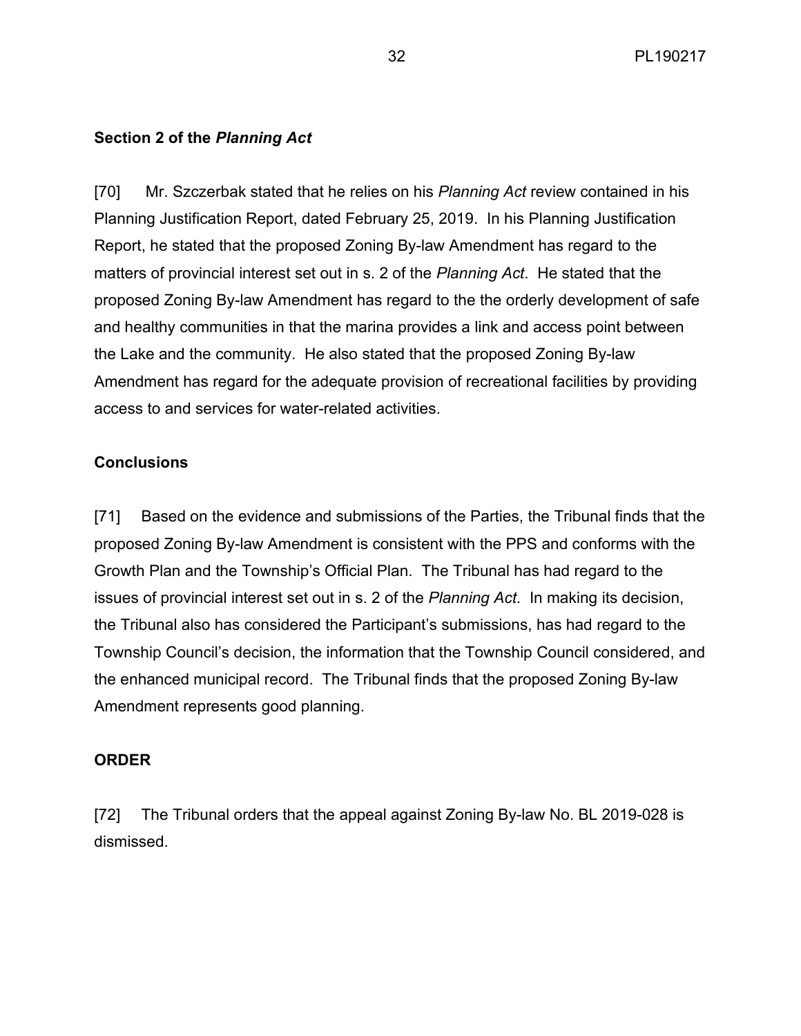**Section 2 of the *Planning Act***

[70] Mr. Szczerbak stated that he relies on his *Planning Act* review contained in his Planning Justification Report, dated February 25, 2019. In his Planning Justification Report, he stated that the proposed Zoning By-law Amendment has regard to the matters of provincial interest set out in s. 2 of the *Planning Act*. He stated that the proposed Zoning By-law Amendment has regard to the the orderly development of safe and healthy communities in that the marina provides a link and access point between the Lake and the community. He also stated that the proposed Zoning By-law Amendment has regard for the adequate provision of recreational facilities by providing access to and services for water-related activities.

**Conclusions**

[71] Based on the evidence and submissions of the Parties, the Tribunal finds that the proposed Zoning By-law Amendment is consistent with the PPS and conforms with the Growth Plan and the Township's Official Plan. The Tribunal has had regard to the issues of provincial interest set out in s. 2 of the *Planning Act*. In making its decision, the Tribunal also has considered the Participant's submissions, has had regard to the Township Council's decision, the information that the Township Council considered, and the enhanced municipal record. The Tribunal finds that the proposed Zoning By-law Amendment represents good planning.

**ORDER**

[72] The Tribunal orders that the appeal against Zoning By-law No. BL 2019-028 is dismissed.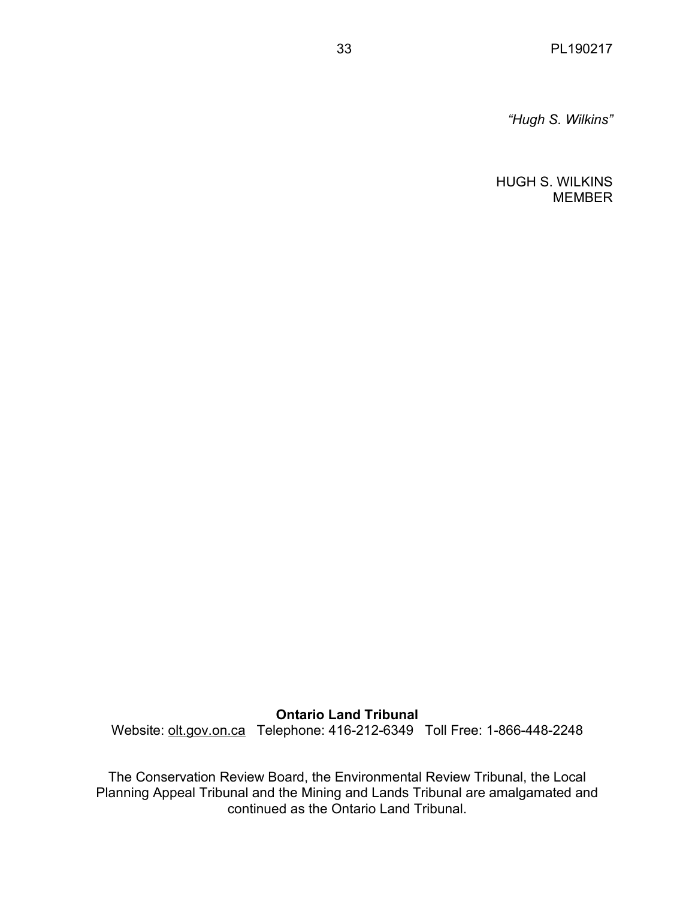*"Hugh S. Wilkins"*

HUGH S. WILKINS
MEMBER

**Ontario Land Tribunal**

Website: olt.gov.on.ca   Telephone: 416-212-6349   Toll Free: 1-866-448-2248

The Conservation Review Board, the Environmental Review Tribunal, the Local Planning Appeal Tribunal and the Mining and Lands Tribunal are amalgamated and continued as the Ontario Land Tribunal.